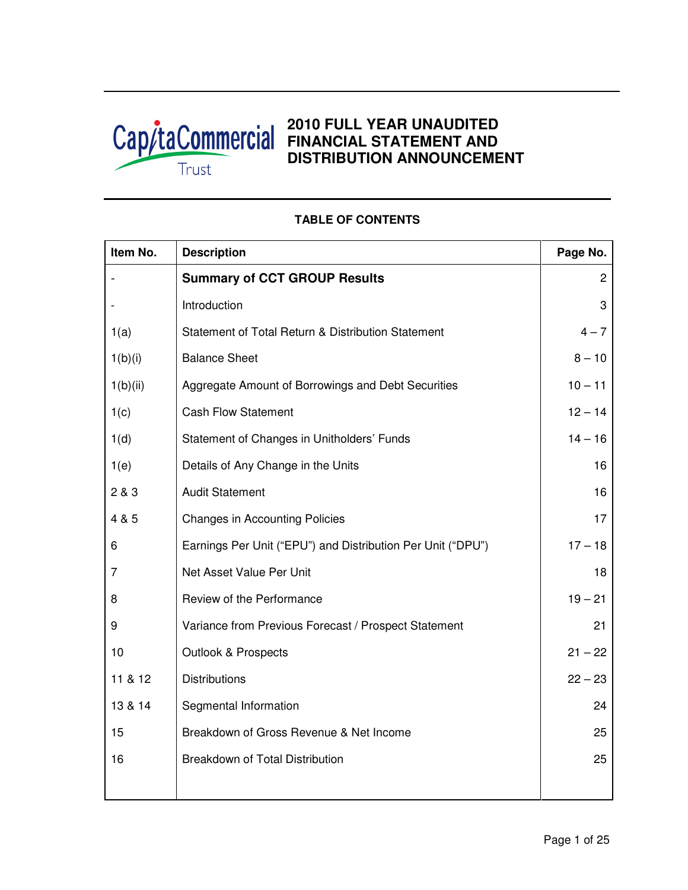# 2010 FULL YEAR UNAUDITED FINANCIAL STATEMENT AND DISTRIBUTION ANNOUNCEMENT

CapitaCommercial Trust

## TABLE OF CONTENTS

| Item No. | Description | Page No. |
|---|---|---|
| - | **Summary of CCT GROUP Results** | 2 |
| - | Introduction | 3 |
| 1(a) | Statement of Total Return & Distribution Statement | 4 – 7 |
| 1(b)(i) | Balance Sheet | 8 – 10 |
| 1(b)(ii) | Aggregate Amount of Borrowings and Debt Securities | 10 – 11 |
| 1(c) | Cash Flow Statement | 12 – 14 |
| 1(d) | Statement of Changes in Unitholders' Funds | 14 – 16 |
| 1(e) | Details of Any Change in the Units | 16 |
| 2 & 3 | Audit Statement | 16 |
| 4 & 5 | Changes in Accounting Policies | 17 |
| 6 | Earnings Per Unit ("EPU") and Distribution Per Unit ("DPU") | 17 – 18 |
| 7 | Net Asset Value Per Unit | 18 |
| 8 | Review of the Performance | 19 – 21 |
| 9 | Variance from Previous Forecast / Prospect Statement | 21 |
| 10 | Outlook & Prospects | 21 – 22 |
| 11 & 12 | Distributions | 22 – 23 |
| 13 & 14 | Segmental Information | 24 |
| 15 | Breakdown of Gross Revenue & Net Income | 25 |
| 16 | Breakdown of Total Distribution | 25 |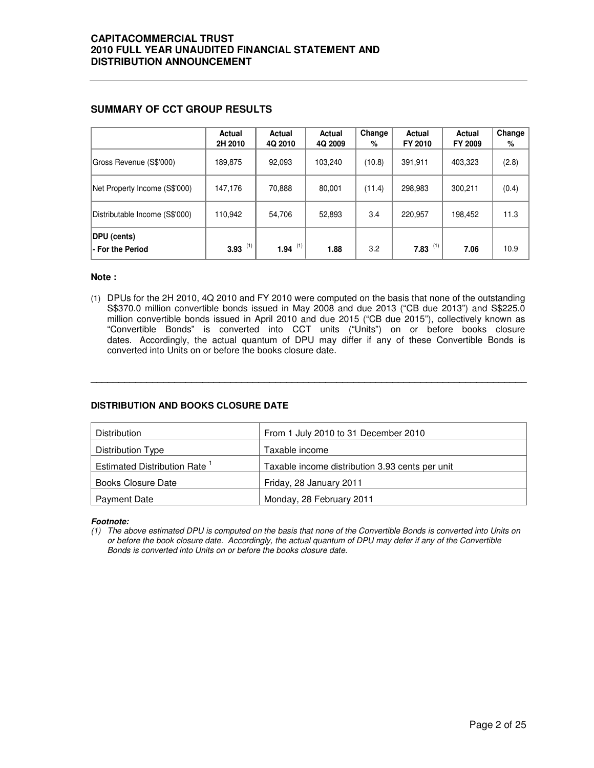## SUMMARY OF CCT GROUP RESULTS

| | Actual 2H 2010 | Actual 4Q 2010 | Actual 4Q 2009 | Change % | Actual FY 2010 | Actual FY 2009 | Change % |
|---|---|---|---|---|---|---|---|
| Gross Revenue (S$'000) | 189,875 | 92,093 | 103,240 | (10.8) | 391,911 | 403,323 | (2.8) |
| Net Property Income (S$'000) | 147,176 | 70,888 | 80,001 | (11.4) | 298,983 | 300,211 | (0.4) |
| Distributable Income (S$'000) | 110,942 | 54,706 | 52,893 | 3.4 | 220,957 | 198,452 | 11.3 |
| **DPU (cents)**<br>**- For the Period** | **3.93** (1) | **1.94** (1) | **1.88** | 3.2 | **7.83** (1) | **7.06** | 10.9 |

**Note :**

(1) DPUs for the 2H 2010, 4Q 2010 and FY 2010 were computed on the basis that none of the outstanding S$370.0 million convertible bonds issued in May 2008 and due 2013 ("CB due 2013") and S$225.0 million convertible bonds issued in April 2010 and due 2015 ("CB due 2015"), collectively known as "Convertible Bonds" is converted into CCT units ("Units") on or before books closure dates. Accordingly, the actual quantum of DPU may differ if any of these Convertible Bonds is converted into Units on or before the books closure date.

---

### DISTRIBUTION AND BOOKS CLOSURE DATE

| Distribution | From 1 July 2010 to 31 December 2010 |
|---|---|
| Distribution Type | Taxable income |
| Estimated Distribution Rate [1] | Taxable income distribution 3.93 cents per unit |
| Books Closure Date | Friday, 28 January 2011 |
| Payment Date | Monday, 28 February 2011 |

***Footnote:***

*(1) The above estimated DPU is computed on the basis that none of the Convertible Bonds is converted into Units on or before the book closure date. Accordingly, the actual quantum of DPU may defer if any of the Convertible Bonds is converted into Units on or before the books closure date.*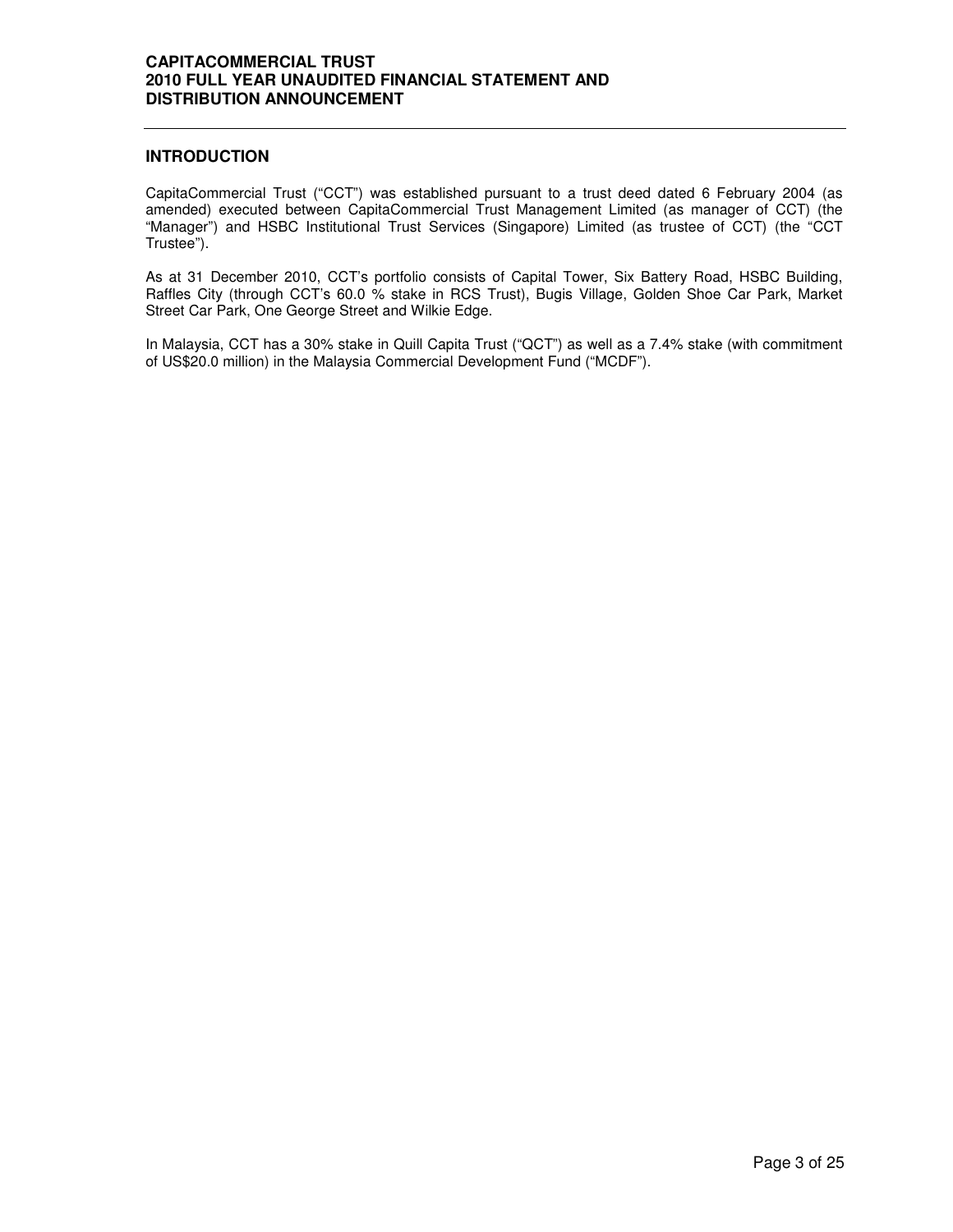## INTRODUCTION

CapitaCommercial Trust ("CCT") was established pursuant to a trust deed dated 6 February 2004 (as amended) executed between CapitaCommercial Trust Management Limited (as manager of CCT) (the "Manager") and HSBC Institutional Trust Services (Singapore) Limited (as trustee of CCT) (the "CCT Trustee").

As at 31 December 2010, CCT's portfolio consists of Capital Tower, Six Battery Road, HSBC Building, Raffles City (through CCT's 60.0 % stake in RCS Trust), Bugis Village, Golden Shoe Car Park, Market Street Car Park, One George Street and Wilkie Edge.

In Malaysia, CCT has a 30% stake in Quill Capita Trust ("QCT") as well as a 7.4% stake (with commitment of US$20.0 million) in the Malaysia Commercial Development Fund ("MCDF").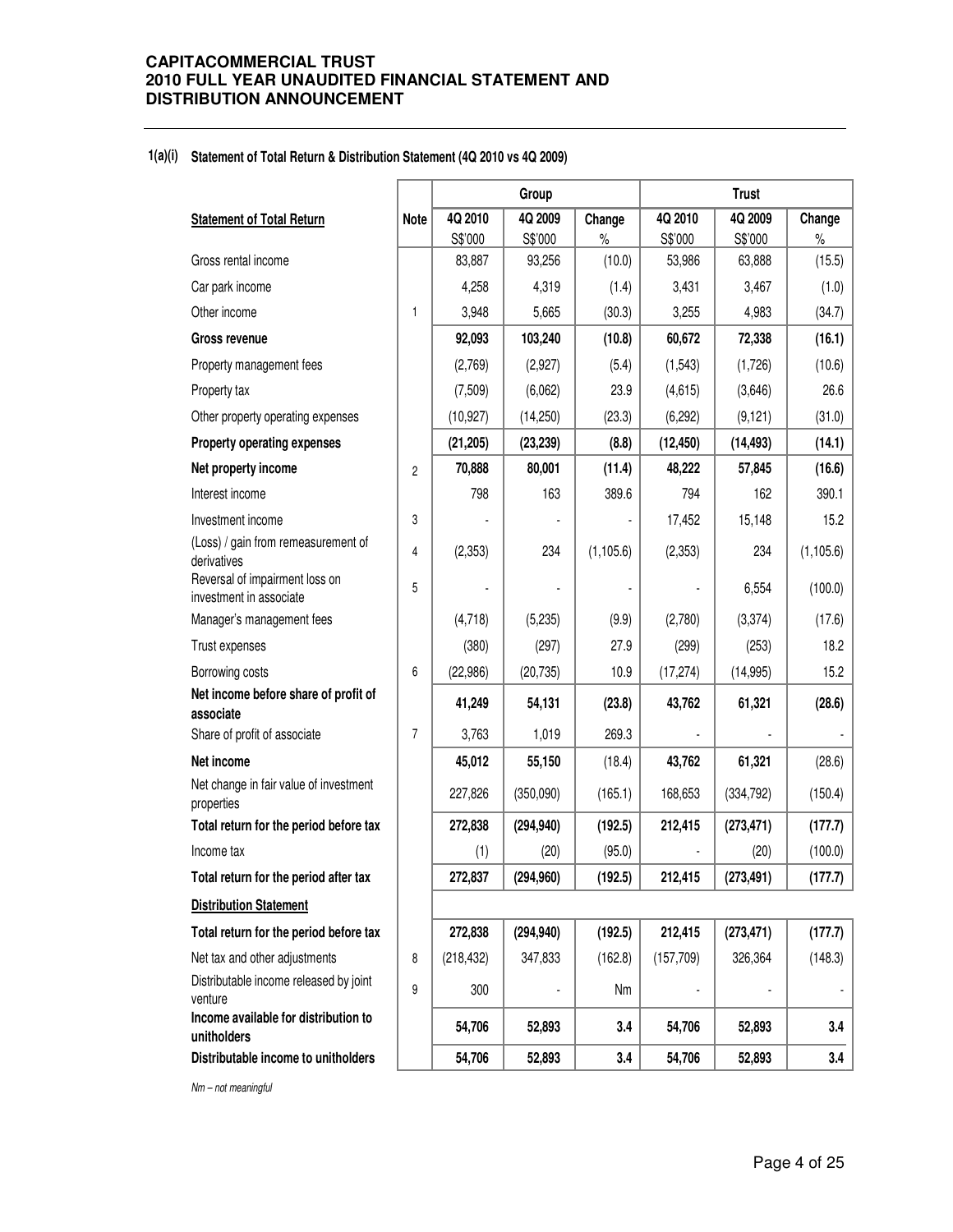**CAPITACOMMERCIAL TRUST**
**2010 FULL YEAR UNAUDITED FINANCIAL STATEMENT AND DISTRIBUTION ANNOUNCEMENT**

**1(a)(i) Statement of Total Return & Distribution Statement (4Q 2010 vs 4Q 2009)**

| | | Group | | | Trust | | |
|---|---|---|---|---|---|---|---|
| **Statement of Total Return** | **Note** | **4Q 2010** S$'000 | **4Q 2009** S$'000 | **Change** % | **4Q 2010** S$'000 | **4Q 2009** S$'000 | **Change** % |
| Gross rental income | | 83,887 | 93,256 | (10.0) | 53,986 | 63,888 | (15.5) |
| Car park income | | 4,258 | 4,319 | (1.4) | 3,431 | 3,467 | (1.0) |
| Other income | 1 | 3,948 | 5,665 | (30.3) | 3,255 | 4,983 | (34.7) |
| **Gross revenue** | | **92,093** | **103,240** | **(10.8)** | **60,672** | **72,338** | **(16.1)** |
| Property management fees | | (2,769) | (2,927) | (5.4) | (1,543) | (1,726) | (10.6) |
| Property tax | | (7,509) | (6,062) | 23.9 | (4,615) | (3,646) | 26.6 |
| Other property operating expenses | | (10,927) | (14,250) | (23.3) | (6,292) | (9,121) | (31.0) |
| **Property operating expenses** | | **(21,205)** | **(23,239)** | **(8.8)** | **(12,450)** | **(14,493)** | **(14.1)** |
| **Net property income** | 2 | **70,888** | **80,001** | **(11.4)** | **48,222** | **57,845** | **(16.6)** |
| Interest income | | 798 | 163 | 389.6 | 794 | 162 | 390.1 |
| Investment income | 3 | - | - | - | 17,452 | 15,148 | 15.2 |
| (Loss) / gain from remeasurement of derivatives | 4 | (2,353) | 234 | (1,105.6) | (2,353) | 234 | (1,105.6) |
| Reversal of impairment loss on investment in associate | 5 | - | - | - | - | 6,554 | (100.0) |
| Manager's management fees | | (4,718) | (5,235) | (9.9) | (2,780) | (3,374) | (17.6) |
| Trust expenses | | (380) | (297) | 27.9 | (299) | (253) | 18.2 |
| Borrowing costs | 6 | (22,986) | (20,735) | 10.9 | (17,274) | (14,995) | 15.2 |
| **Net income before share of profit of associate** | | **41,249** | **54,131** | **(23.8)** | **43,762** | **61,321** | **(28.6)** |
| Share of profit of associate | 7 | 3,763 | 1,019 | 269.3 | - | - | - |
| **Net income** | | **45,012** | **55,150** | (18.4) | **43,762** | **61,321** | (28.6) |
| Net change in fair value of investment properties | | 227,826 | (350,090) | (165.1) | 168,653 | (334,792) | (150.4) |
| **Total return for the period before tax** | | **272,838** | **(294,940)** | **(192.5)** | **212,415** | **(273,471)** | **(177.7)** |
| Income tax | | (1) | (20) | (95.0) | - | (20) | (100.0) |
| **Total return for the period after tax** | | **272,837** | **(294,960)** | **(192.5)** | **212,415** | **(273,491)** | **(177.7)** |
| **Distribution Statement** | | | | | | | |
| **Total return for the period before tax** | | **272,838** | **(294,940)** | **(192.5)** | **212,415** | **(273,471)** | **(177.7)** |
| Net tax and other adjustments | 8 | (218,432) | 347,833 | (162.8) | (157,709) | 326,364 | (148.3) |
| Distributable income released by joint venture | 9 | 300 | - | Nm | - | - | - |
| **Income available for distribution to unitholders** | | **54,706** | **52,893** | **3.4** | **54,706** | **52,893** | **3.4** |
| **Distributable income to unitholders** | | **54,706** | **52,893** | **3.4** | **54,706** | **52,893** | **3.4** |

*Nm – not meaningful*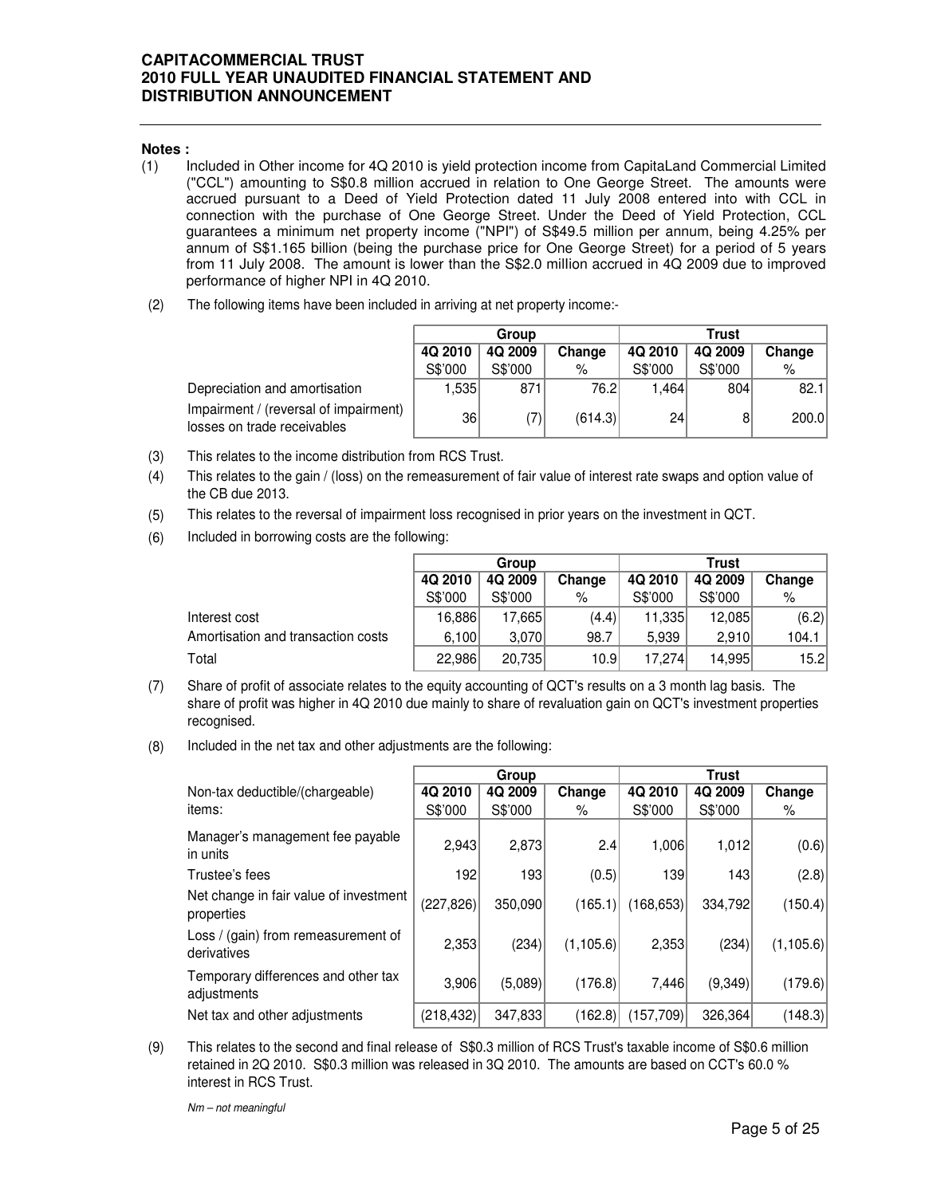**Notes :**

(1) Included in Other income for 4Q 2010 is yield protection income from CapitaLand Commercial Limited ("CCL") amounting to S$0.8 million accrued in relation to One George Street. The amounts were accrued pursuant to a Deed of Yield Protection dated 11 July 2008 entered into with CCL in connection with the purchase of One George Street. Under the Deed of Yield Protection, CCL guarantees a minimum net property income ("NPI") of S$49.5 million per annum, being 4.25% per annum of S$1.165 billion (being the purchase price for One George Street) for a period of 5 years from 11 July 2008. The amount is lower than the S$2.0 million accrued in 4Q 2009 due to improved performance of higher NPI in 4Q 2010.

(2) The following items have been included in arriving at net property income:-

| | Group | | | Trust | | |
|---|---|---|---|---|---|---|
| | 4Q 2010 | 4Q 2009 | Change | 4Q 2010 | 4Q 2009 | Change |
| | S$'000 | S$'000 | % | S$'000 | S$'000 | % |
| Depreciation and amortisation | 1,535 | 871 | 76.2 | 1,464 | 804 | 82.1 |
| Impairment / (reversal of impairment) losses on trade receivables | 36 | (7) | (614.3) | 24 | 8 | 200.0 |

(3) This relates to the income distribution from RCS Trust.

(4) This relates to the gain / (loss) on the remeasurement of fair value of interest rate swaps and option value of the CB due 2013.

(5) This relates to the reversal of impairment loss recognised in prior years on the investment in QCT.

(6) Included in borrowing costs are the following:

| | Group | | | Trust | | |
|---|---|---|---|---|---|---|
| | 4Q 2010 | 4Q 2009 | Change | 4Q 2010 | 4Q 2009 | Change |
| | S$'000 | S$'000 | % | S$'000 | S$'000 | % |
| Interest cost | 16,886 | 17,665 | (4.4) | 11,335 | 12,085 | (6.2) |
| Amortisation and transaction costs | 6,100 | 3,070 | 98.7 | 5,939 | 2,910 | 104.1 |
| Total | 22,986 | 20,735 | 10.9 | 17,274 | 14,995 | 15.2 |

(7) Share of profit of associate relates to the equity accounting of QCT's results on a 3 month lag basis. The share of profit was higher in 4Q 2010 due mainly to share of revaluation gain on QCT's investment properties recognised.

(8) Included in the net tax and other adjustments are the following:

| | Group | | | Trust | | |
|---|---|---|---|---|---|---|
| Non-tax deductible/(chargeable) items: | 4Q 2010 | 4Q 2009 | Change | 4Q 2010 | 4Q 2009 | Change |
| | S$'000 | S$'000 | % | S$'000 | S$'000 | % |
| Manager's management fee payable in units | 2,943 | 2,873 | 2.4 | 1,006 | 1,012 | (0.6) |
| Trustee's fees | 192 | 193 | (0.5) | 139 | 143 | (2.8) |
| Net change in fair value of investment properties | (227,826) | 350,090 | (165.1) | (168,653) | 334,792 | (150.4) |
| Loss / (gain) from remeasurement of derivatives | 2,353 | (234) | (1,105.6) | 2,353 | (234) | (1,105.6) |
| Temporary differences and other tax adjustments | 3,906 | (5,089) | (176.8) | 7,446 | (9,349) | (179.6) |
| Net tax and other adjustments | (218,432) | 347,833 | (162.8) | (157,709) | 326,364 | (148.3) |

(9) This relates to the second and final release of S$0.3 million of RCS Trust's taxable income of S$0.6 million retained in 2Q 2010. S$0.3 million was released in 3Q 2010. The amounts are based on CCT's 60.0 % interest in RCS Trust.

*Nm – not meaningful*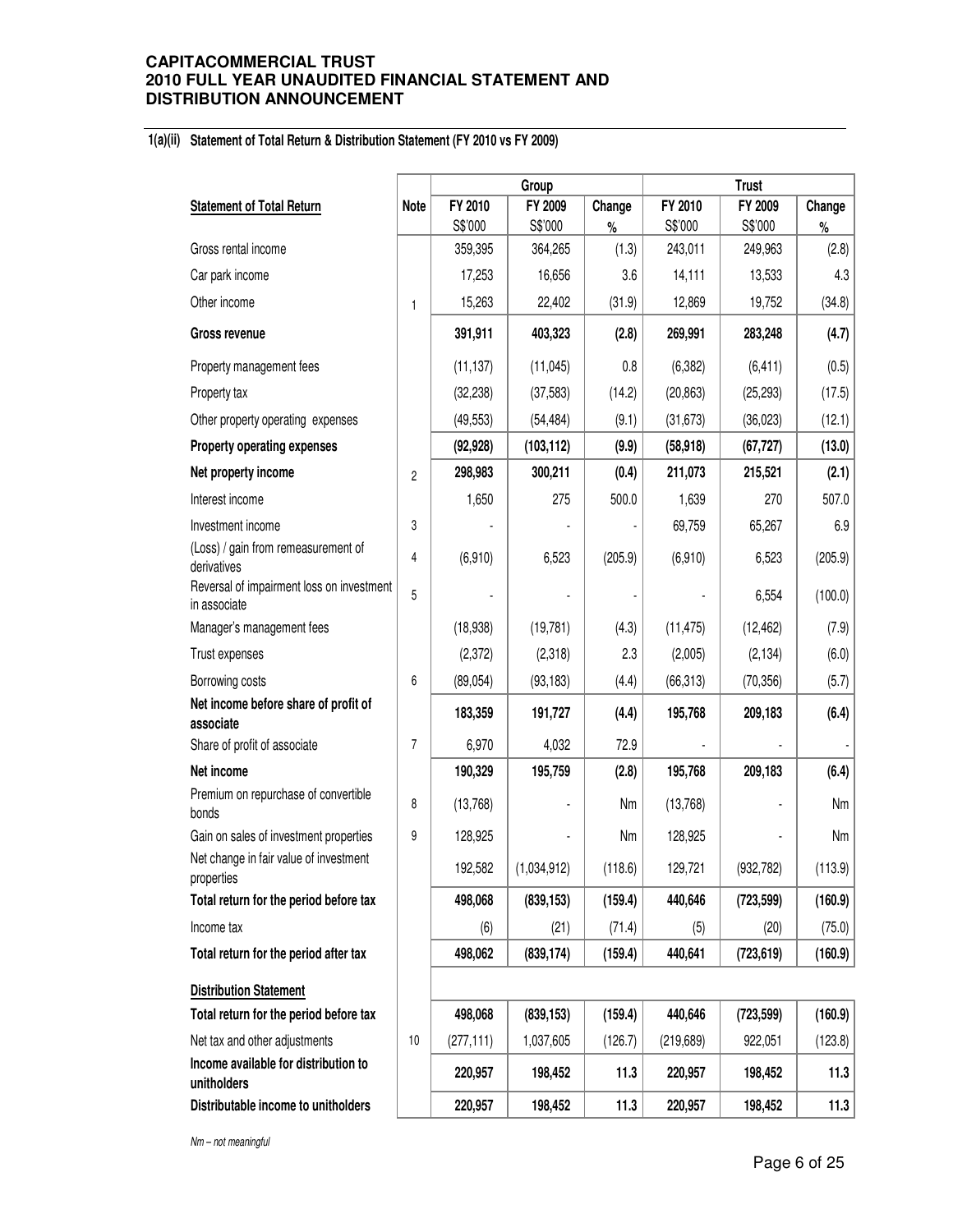**CAPITACOMMERCIAL TRUST**
**2010 FULL YEAR UNAUDITED FINANCIAL STATEMENT AND DISTRIBUTION ANNOUNCEMENT**

**1(a)(ii) Statement of Total Return & Distribution Statement (FY 2010 vs FY 2009)**

| | | Group | | | Trust | | |
|---|---|---|---|---|---|---|---|
| **Statement of Total Return** | **Note** | **FY 2010** S$'000 | **FY 2009** S$'000 | **Change** % | **FY 2010** S$'000 | **FY 2009** S$'000 | **Change** % |
| Gross rental income | | 359,395 | 364,265 | (1.3) | 243,011 | 249,963 | (2.8) |
| Car park income | | 17,253 | 16,656 | 3.6 | 14,111 | 13,533 | 4.3 |
| Other income | 1 | 15,263 | 22,402 | (31.9) | 12,869 | 19,752 | (34.8) |
| **Gross revenue** | | **391,911** | **403,323** | **(2.8)** | **269,991** | **283,248** | **(4.7)** |
| Property management fees | | (11,137) | (11,045) | 0.8 | (6,382) | (6,411) | (0.5) |
| Property tax | | (32,238) | (37,583) | (14.2) | (20,863) | (25,293) | (17.5) |
| Other property operating expenses | | (49,553) | (54,484) | (9.1) | (31,673) | (36,023) | (12.1) |
| **Property operating expenses** | | **(92,928)** | **(103,112)** | **(9.9)** | **(58,918)** | **(67,727)** | **(13.0)** |
| **Net property income** | 2 | **298,983** | **300,211** | **(0.4)** | **211,073** | **215,521** | **(2.1)** |
| Interest income | | 1,650 | 275 | 500.0 | 1,639 | 270 | 507.0 |
| Investment income | 3 | - | - | - | 69,759 | 65,267 | 6.9 |
| (Loss) / gain from remeasurement of derivatives | 4 | (6,910) | 6,523 | (205.9) | (6,910) | 6,523 | (205.9) |
| Reversal of impairment loss on investment in associate | 5 | - | - | - | - | 6,554 | (100.0) |
| Manager's management fees | | (18,938) | (19,781) | (4.3) | (11,475) | (12,462) | (7.9) |
| Trust expenses | | (2,372) | (2,318) | 2.3 | (2,005) | (2,134) | (6.0) |
| Borrowing costs | 6 | (89,054) | (93,183) | (4.4) | (66,313) | (70,356) | (5.7) |
| **Net income before share of profit of associate** | | **183,359** | **191,727** | **(4.4)** | **195,768** | **209,183** | **(6.4)** |
| Share of profit of associate | 7 | 6,970 | 4,032 | 72.9 | - | - | - |
| **Net income** | | **190,329** | **195,759** | **(2.8)** | **195,768** | **209,183** | **(6.4)** |
| Premium on repurchase of convertible bonds | 8 | (13,768) | - | Nm | (13,768) | - | Nm |
| Gain on sales of investment properties | 9 | 128,925 | - | Nm | 128,925 | - | Nm |
| Net change in fair value of investment properties | | 192,582 | (1,034,912) | (118.6) | 129,721 | (932,782) | (113.9) |
| **Total return for the period before tax** | | **498,068** | **(839,153)** | **(159.4)** | **440,646** | **(723,599)** | **(160.9)** |
| Income tax | | (6) | (21) | (71.4) | (5) | (20) | (75.0) |
| **Total return for the period after tax** | | **498,062** | **(839,174)** | **(159.4)** | **440,641** | **(723,619)** | **(160.9)** |
| **Distribution Statement** | | | | | | | |
| **Total return for the period before tax** | | **498,068** | **(839,153)** | **(159.4)** | **440,646** | **(723,599)** | **(160.9)** |
| Net tax and other adjustments | 10 | (277,111) | 1,037,605 | (126.7) | (219,689) | 922,051 | (123.8) |
| **Income available for distribution to unitholders** | | **220,957** | **198,452** | **11.3** | **220,957** | **198,452** | **11.3** |
| **Distributable income to unitholders** | | **220,957** | **198,452** | **11.3** | **220,957** | **198,452** | **11.3** |

*Nm – not meaningful*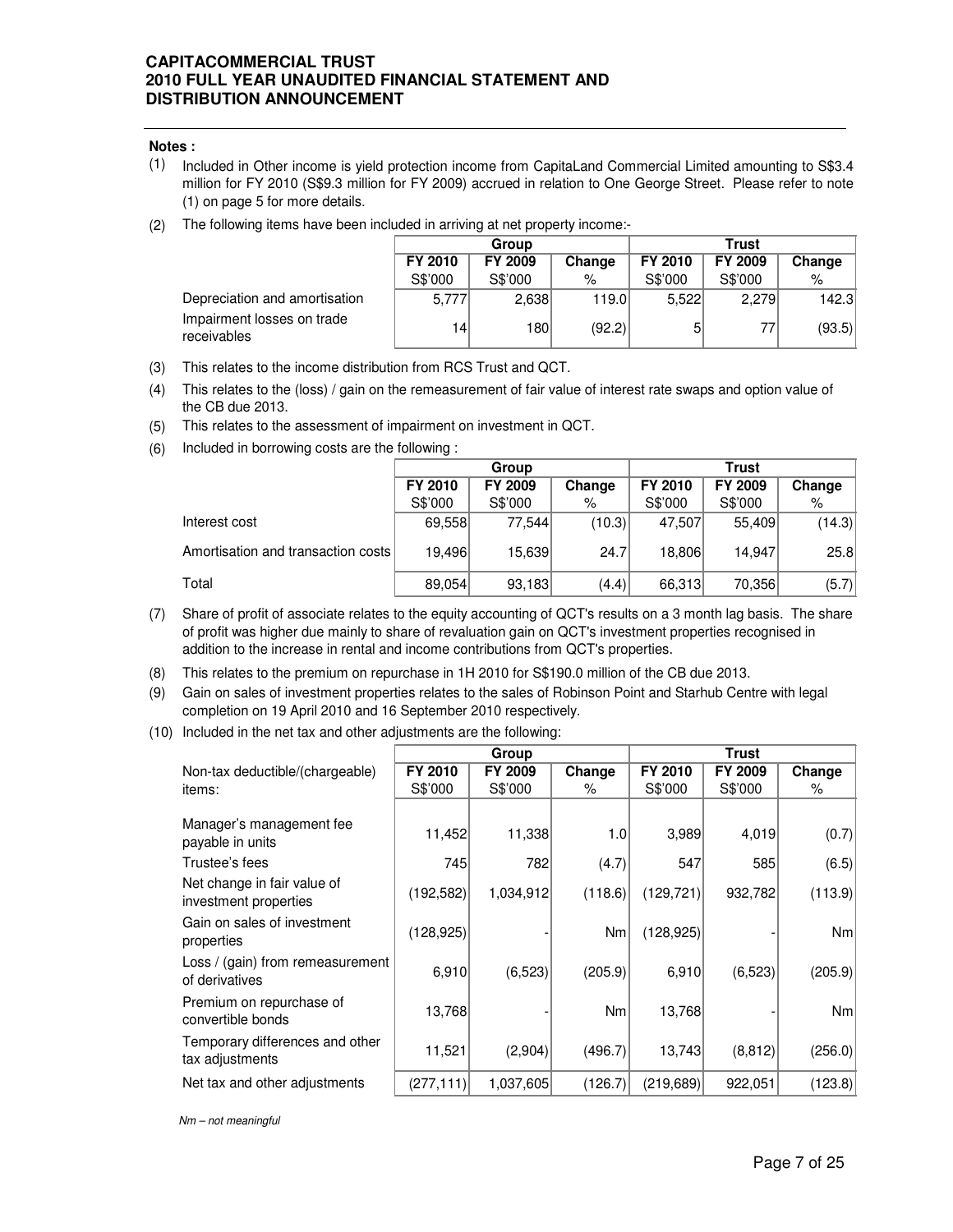**Notes :**

(1) Included in Other income is yield protection income from CapitaLand Commercial Limited amounting to S$3.4 million for FY 2010 (S$9.3 million for FY 2009) accrued in relation to One George Street. Please refer to note (1) on page 5 for more details.

(2) The following items have been included in arriving at net property income:-

| | Group | | | Trust | | |
|---|---|---|---|---|---|---|
| | FY 2010 S$'000 | FY 2009 S$'000 | Change % | FY 2010 S$'000 | FY 2009 S$'000 | Change % |
| Depreciation and amortisation | 5,777 | 2,638 | 119.0 | 5,522 | 2,279 | 142.3 |
| Impairment losses on trade receivables | 14 | 180 | (92.2) | 5 | 77 | (93.5) |

(3) This relates to the income distribution from RCS Trust and QCT.

(4) This relates to the (loss) / gain on the remeasurement of fair value of interest rate swaps and option value of the CB due 2013.

(5) This relates to the assessment of impairment on investment in QCT.

(6) Included in borrowing costs are the following :

| | Group | | | Trust | | |
|---|---|---|---|---|---|---|
| | FY 2010 S$'000 | FY 2009 S$'000 | Change % | FY 2010 S$'000 | FY 2009 S$'000 | Change % |
| Interest cost | 69,558 | 77,544 | (10.3) | 47,507 | 55,409 | (14.3) |
| Amortisation and transaction costs | 19,496 | 15,639 | 24.7 | 18,806 | 14,947 | 25.8 |
| Total | 89,054 | 93,183 | (4.4) | 66,313 | 70,356 | (5.7) |

(7) Share of profit of associate relates to the equity accounting of QCT's results on a 3 month lag basis. The share of profit was higher due mainly to share of revaluation gain on QCT's investment properties recognised in addition to the increase in rental and income contributions from QCT's properties.

(8) This relates to the premium on repurchase in 1H 2010 for S$190.0 million of the CB due 2013.

(9) Gain on sales of investment properties relates to the sales of Robinson Point and Starhub Centre with legal completion on 19 April 2010 and 16 September 2010 respectively.

(10) Included in the net tax and other adjustments are the following:

| | Group | | | Trust | | |
|---|---|---|---|---|---|---|
| Non-tax deductible/(chargeable) items: | FY 2010 S$'000 | FY 2009 S$'000 | Change % | FY 2010 S$'000 | FY 2009 S$'000 | Change % |
| Manager's management fee payable in units | 11,452 | 11,338 | 1.0 | 3,989 | 4,019 | (0.7) |
| Trustee's fees | 745 | 782 | (4.7) | 547 | 585 | (6.5) |
| Net change in fair value of investment properties | (192,582) | 1,034,912 | (118.6) | (129,721) | 932,782 | (113.9) |
| Gain on sales of investment properties | (128,925) | - | Nm | (128,925) | - | Nm |
| Loss / (gain) from remeasurement of derivatives | 6,910 | (6,523) | (205.9) | 6,910 | (6,523) | (205.9) |
| Premium on repurchase of convertible bonds | 13,768 | - | Nm | 13,768 | - | Nm |
| Temporary differences and other tax adjustments | 11,521 | (2,904) | (496.7) | 13,743 | (8,812) | (256.0) |
| Net tax and other adjustments | (277,111) | 1,037,605 | (126.7) | (219,689) | 922,051 | (123.8) |

*Nm – not meaningful*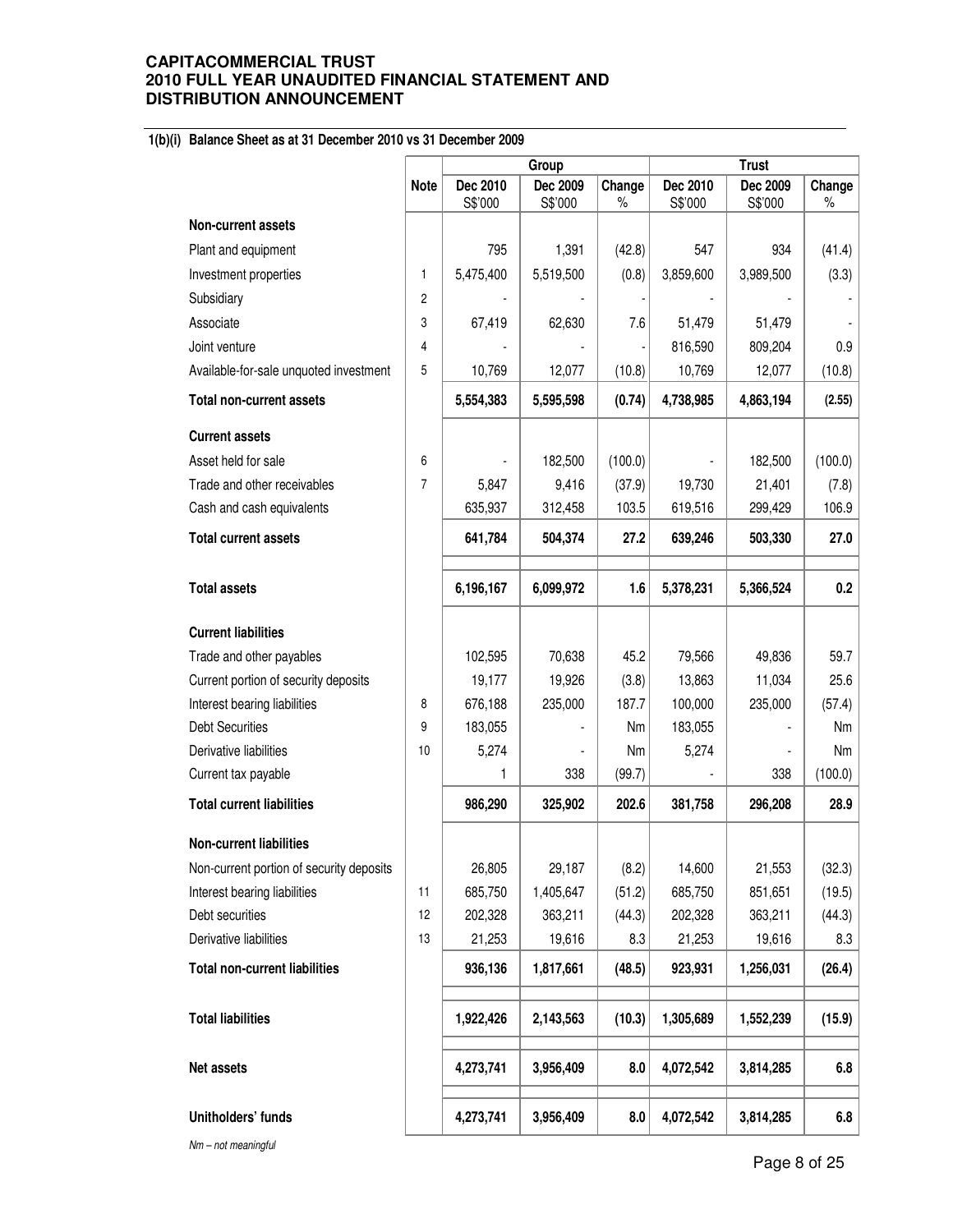**CAPITACOMMERCIAL TRUST**
**2010 FULL YEAR UNAUDITED FINANCIAL STATEMENT AND DISTRIBUTION ANNOUNCEMENT**

**1(b)(i) Balance Sheet as at 31 December 2010 vs 31 December 2009**

| | Note | Group | | | Trust | | |
|---|---|---|---|---|---|---|---|
| | | Dec 2010 S$'000 | Dec 2009 S$'000 | Change % | Dec 2010 S$'000 | Dec 2009 S$'000 | Change % |
| **Non-current assets** | | | | | | | |
| Plant and equipment | | 795 | 1,391 | (42.8) | 547 | 934 | (41.4) |
| Investment properties | 1 | 5,475,400 | 5,519,500 | (0.8) | 3,859,600 | 3,989,500 | (3.3) |
| Subsidiary | 2 | - | - | - | - | - | - |
| Associate | 3 | 67,419 | 62,630 | 7.6 | 51,479 | 51,479 | - |
| Joint venture | 4 | - | - | - | 816,590 | 809,204 | 0.9 |
| Available-for-sale unquoted investment | 5 | 10,769 | 12,077 | (10.8) | 10,769 | 12,077 | (10.8) |
| **Total non-current assets** | | **5,554,383** | **5,595,598** | **(0.74)** | **4,738,985** | **4,863,194** | **(2.55)** |
| **Current assets** | | | | | | | |
| Asset held for sale | 6 | - | 182,500 | (100.0) | - | 182,500 | (100.0) |
| Trade and other receivables | 7 | 5,847 | 9,416 | (37.9) | 19,730 | 21,401 | (7.8) |
| Cash and cash equivalents | | 635,937 | 312,458 | 103.5 | 619,516 | 299,429 | 106.9 |
| **Total current assets** | | **641,784** | **504,374** | **27.2** | **639,246** | **503,330** | **27.0** |
| **Total assets** | | **6,196,167** | **6,099,972** | **1.6** | **5,378,231** | **5,366,524** | **0.2** |
| **Current liabilities** | | | | | | | |
| Trade and other payables | | 102,595 | 70,638 | 45.2 | 79,566 | 49,836 | 59.7 |
| Current portion of security deposits | | 19,177 | 19,926 | (3.8) | 13,863 | 11,034 | 25.6 |
| Interest bearing liabilities | 8 | 676,188 | 235,000 | 187.7 | 100,000 | 235,000 | (57.4) |
| Debt Securities | 9 | 183,055 | - | Nm | 183,055 | - | Nm |
| Derivative liabilities | 10 | 5,274 | - | Nm | 5,274 | - | Nm |
| Current tax payable | | 1 | 338 | (99.7) | - | 338 | (100.0) |
| **Total current liabilities** | | **986,290** | **325,902** | **202.6** | **381,758** | **296,208** | **28.9** |
| **Non-current liabilities** | | | | | | | |
| Non-current portion of security deposits | | 26,805 | 29,187 | (8.2) | 14,600 | 21,553 | (32.3) |
| Interest bearing liabilities | 11 | 685,750 | 1,405,647 | (51.2) | 685,750 | 851,651 | (19.5) |
| Debt securities | 12 | 202,328 | 363,211 | (44.3) | 202,328 | 363,211 | (44.3) |
| Derivative liabilities | 13 | 21,253 | 19,616 | 8.3 | 21,253 | 19,616 | 8.3 |
| **Total non-current liabilities** | | **936,136** | **1,817,661** | **(48.5)** | **923,931** | **1,256,031** | **(26.4)** |
| **Total liabilities** | | **1,922,426** | **2,143,563** | **(10.3)** | **1,305,689** | **1,552,239** | **(15.9)** |
| **Net assets** | | **4,273,741** | **3,956,409** | **8.0** | **4,072,542** | **3,814,285** | **6.8** |
| **Unitholders' funds** | | **4,273,741** | **3,956,409** | **8.0** | **4,072,542** | **3,814,285** | **6.8** |

*Nm – not meaningful*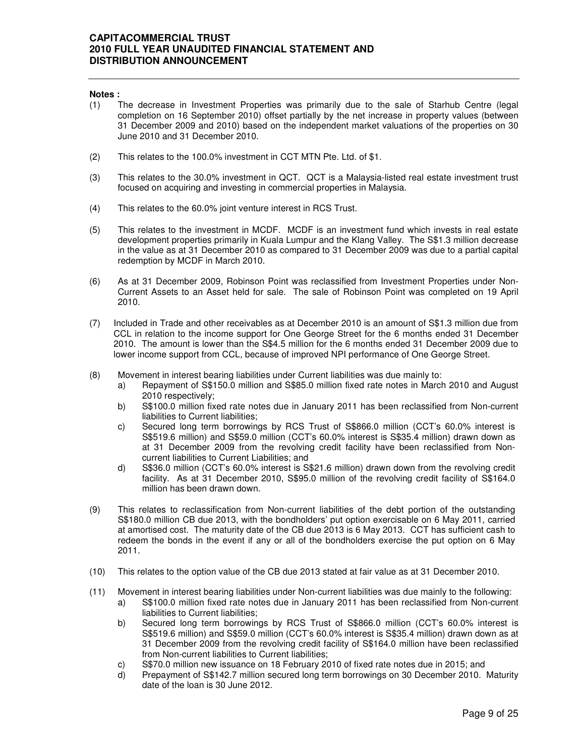**Notes :**

(1) The decrease in Investment Properties was primarily due to the sale of Starhub Centre (legal completion on 16 September 2010) offset partially by the net increase in property values (between 31 December 2009 and 2010) based on the independent market valuations of the properties on 30 June 2010 and 31 December 2010.

(2) This relates to the 100.0% investment in CCT MTN Pte. Ltd. of $1.

(3) This relates to the 30.0% investment in QCT. QCT is a Malaysia-listed real estate investment trust focused on acquiring and investing in commercial properties in Malaysia.

(4) This relates to the 60.0% joint venture interest in RCS Trust.

(5) This relates to the investment in MCDF. MCDF is an investment fund which invests in real estate development properties primarily in Kuala Lumpur and the Klang Valley. The S$1.3 million decrease in the value as at 31 December 2010 as compared to 31 December 2009 was due to a partial capital redemption by MCDF in March 2010.

(6) As at 31 December 2009, Robinson Point was reclassified from Investment Properties under Non-Current Assets to an Asset held for sale. The sale of Robinson Point was completed on 19 April 2010.

(7) Included in Trade and other receivables as at December 2010 is an amount of S$1.3 million due from CCL in relation to the income support for One George Street for the 6 months ended 31 December 2010. The amount is lower than the S$4.5 million for the 6 months ended 31 December 2009 due to lower income support from CCL, because of improved NPI performance of One George Street.

(8) Movement in interest bearing liabilities under Current liabilities was due mainly to:
   a) Repayment of S$150.0 million and S$85.0 million fixed rate notes in March 2010 and August 2010 respectively;
   b) S$100.0 million fixed rate notes due in January 2011 has been reclassified from Non-current liabilities to Current liabilities;
   c) Secured long term borrowings by RCS Trust of S$866.0 million (CCT's 60.0% interest is S$519.6 million) and S$59.0 million (CCT's 60.0% interest is S$35.4 million) drawn down as at 31 December 2009 from the revolving credit facility have been reclassified from Non-current liabilities to Current Liabilities; and
   d) S$36.0 million (CCT's 60.0% interest is S$21.6 million) drawn down from the revolving credit facility. As at 31 December 2010, S$95.0 million of the revolving credit facility of S$164.0 million has been drawn down.

(9) This relates to reclassification from Non-current liabilities of the debt portion of the outstanding S$180.0 million CB due 2013, with the bondholders' put option exercisable on 6 May 2011, carried at amortised cost. The maturity date of the CB due 2013 is 6 May 2013. CCT has sufficient cash to redeem the bonds in the event if any or all of the bondholders exercise the put option on 6 May 2011.

(10) This relates to the option value of the CB due 2013 stated at fair value as at 31 December 2010.

(11) Movement in interest bearing liabilities under Non-current liabilities was due mainly to the following:
   a) S$100.0 million fixed rate notes due in January 2011 has been reclassified from Non-current liabilities to Current liabilities;
   b) Secured long term borrowings by RCS Trust of S$866.0 million (CCT's 60.0% interest is S$519.6 million) and S$59.0 million (CCT's 60.0% interest is S$35.4 million) drawn down as at 31 December 2009 from the revolving credit facility of S$164.0 million have been reclassified from Non-current liabilities to Current liabilities;
   c) S$70.0 million new issuance on 18 February 2010 of fixed rate notes due in 2015; and
   d) Prepayment of S$142.7 million secured long term borrowings on 30 December 2010. Maturity date of the loan is 30 June 2012.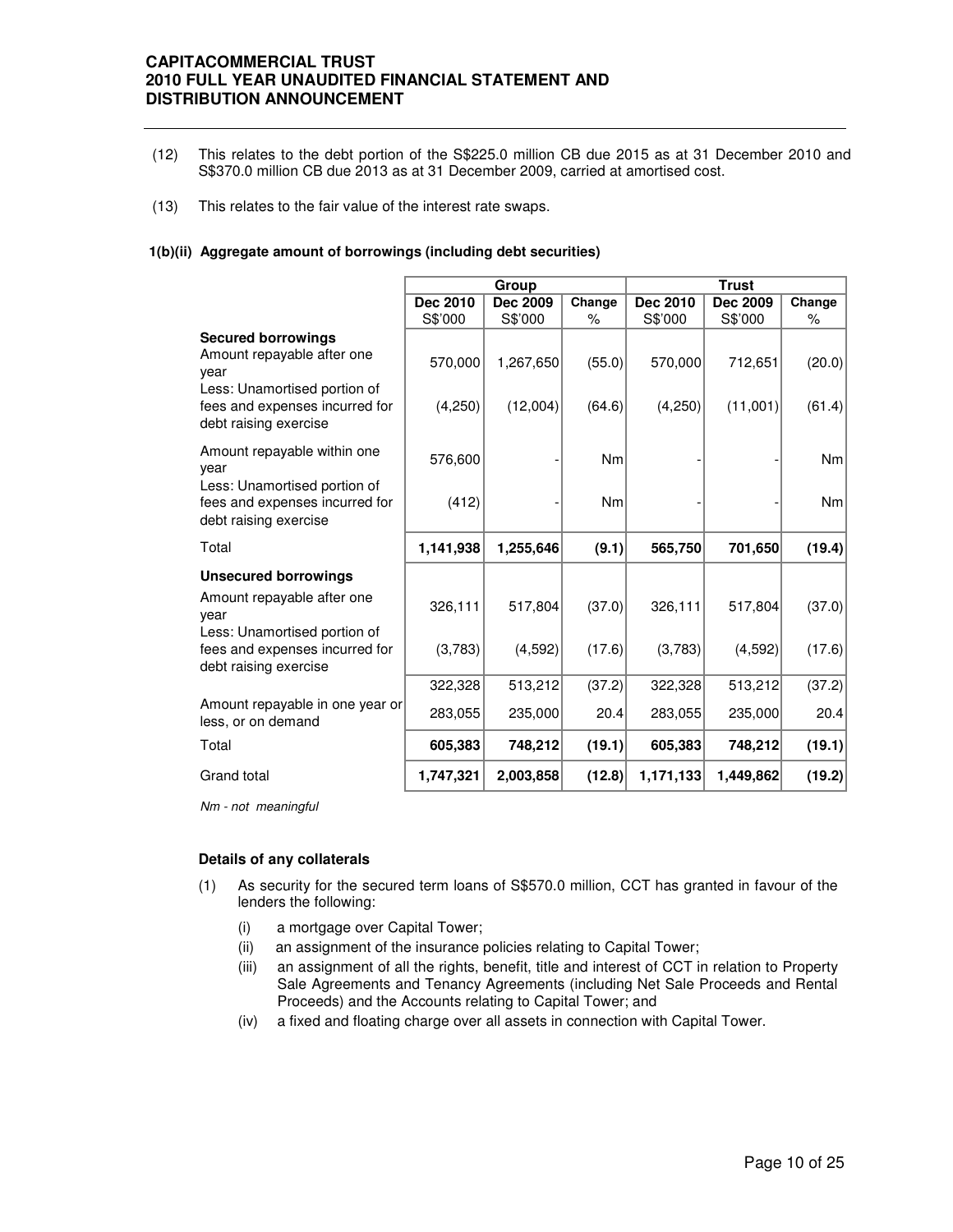(12) This relates to the debt portion of the S$225.0 million CB due 2015 as at 31 December 2010 and S$370.0 million CB due 2013 as at 31 December 2009, carried at amortised cost.

(13) This relates to the fair value of the interest rate swaps.

**1(b)(ii) Aggregate amount of borrowings (including debt securities)**

| | Group | | | Trust | | |
|---|---|---|---|---|---|---|
| | **Dec 2010** S$'000 | **Dec 2009** S$'000 | **Change** % | **Dec 2010** S$'000 | **Dec 2009** S$'000 | **Change** % |
| **Secured borrowings** | | | | | | |
| Amount repayable after one year | 570,000 | 1,267,650 | (55.0) | 570,000 | 712,651 | (20.0) |
| Less: Unamortised portion of fees and expenses incurred for debt raising exercise | (4,250) | (12,004) | (64.6) | (4,250) | (11,001) | (61.4) |
| Amount repayable within one year | 576,600 | - | Nm | - | - | Nm |
| Less: Unamortised portion of fees and expenses incurred for debt raising exercise | (412) | - | Nm | - | - | Nm |
| Total | **1,141,938** | **1,255,646** | **(9.1)** | **565,750** | **701,650** | **(19.4)** |
| **Unsecured borrowings** | | | | | | |
| Amount repayable after one year | 326,111 | 517,804 | (37.0) | 326,111 | 517,804 | (37.0) |
| Less: Unamortised portion of fees and expenses incurred for debt raising exercise | (3,783) | (4,592) | (17.6) | (3,783) | (4,592) | (17.6) |
| | 322,328 | 513,212 | (37.2) | 322,328 | 513,212 | (37.2) |
| Amount repayable in one year or less, or on demand | 283,055 | 235,000 | 20.4 | 283,055 | 235,000 | 20.4 |
| Total | **605,383** | **748,212** | **(19.1)** | **605,383** | **748,212** | **(19.1)** |
| Grand total | **1,747,321** | **2,003,858** | **(12.8)** | **1,171,133** | **1,449,862** | **(19.2)** |

*Nm - not meaningful*

**Details of any collaterals**

(1) As security for the secured term loans of S$570.0 million, CCT has granted in favour of the lenders the following:

(i) a mortgage over Capital Tower;

(ii) an assignment of the insurance policies relating to Capital Tower;

(iii) an assignment of all the rights, benefit, title and interest of CCT in relation to Property Sale Agreements and Tenancy Agreements (including Net Sale Proceeds and Rental Proceeds) and the Accounts relating to Capital Tower; and

(iv) a fixed and floating charge over all assets in connection with Capital Tower.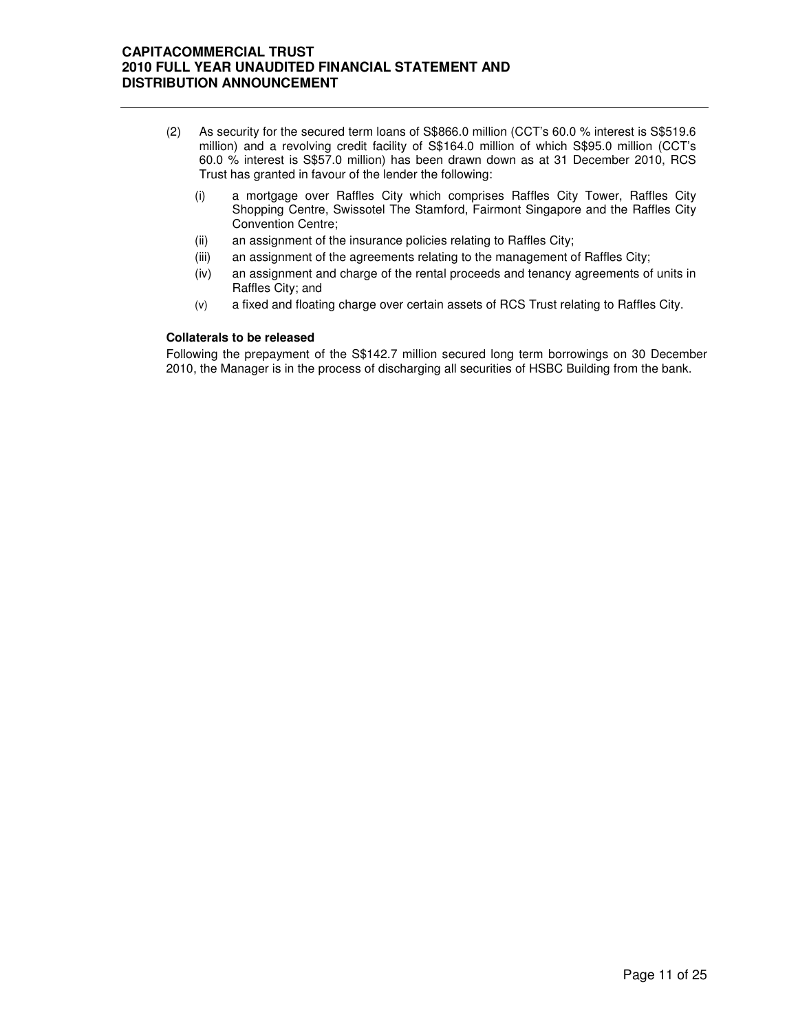(2) As security for the secured term loans of S$866.0 million (CCT's 60.0 % interest is S$519.6 million) and a revolving credit facility of S$164.0 million of which S$95.0 million (CCT's 60.0 % interest is S$57.0 million) has been drawn down as at 31 December 2010, RCS Trust has granted in favour of the lender the following:

   (i) a mortgage over Raffles City which comprises Raffles City Tower, Raffles City Shopping Centre, Swissotel The Stamford, Fairmont Singapore and the Raffles City Convention Centre;

   (ii) an assignment of the insurance policies relating to Raffles City;

   (iii) an assignment of the agreements relating to the management of Raffles City;

   (iv) an assignment and charge of the rental proceeds and tenancy agreements of units in Raffles City; and

   (v) a fixed and floating charge over certain assets of RCS Trust relating to Raffles City.

**Collaterals to be released**

Following the prepayment of the S$142.7 million secured long term borrowings on 30 December 2010, the Manager is in the process of discharging all securities of HSBC Building from the bank.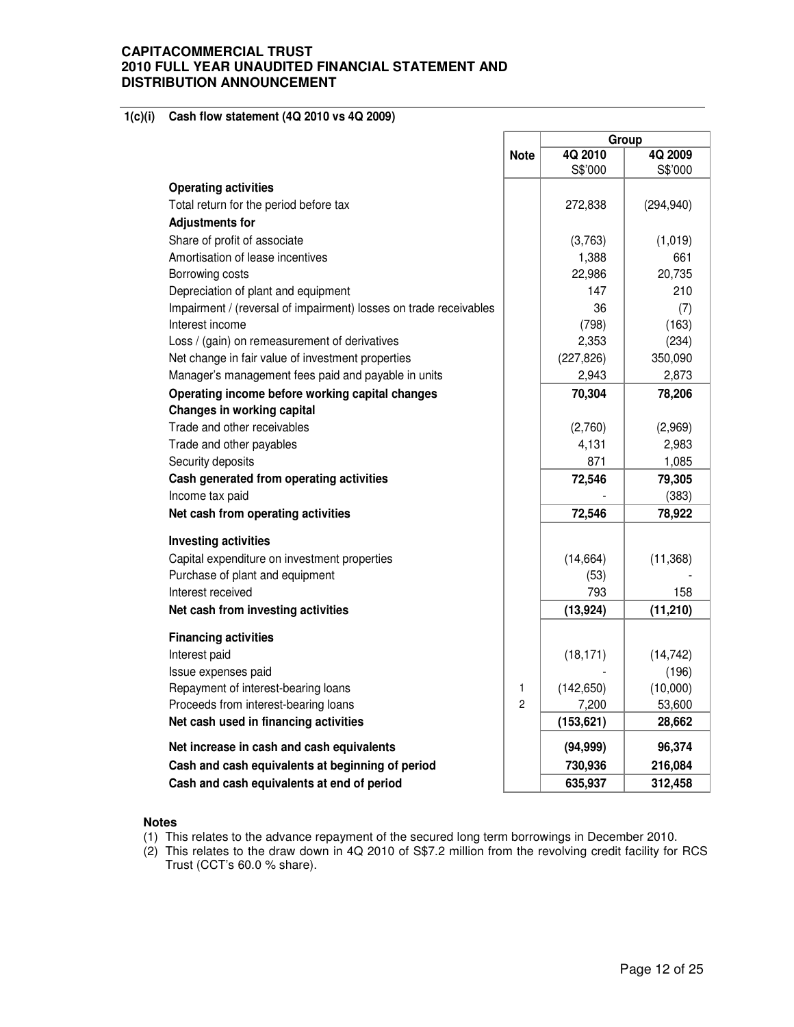**CAPITACOMMERCIAL TRUST**
**2010 FULL YEAR UNAUDITED FINANCIAL STATEMENT AND DISTRIBUTION ANNOUNCEMENT**

### 1(c)(i) Cash flow statement (4Q 2010 vs 4Q 2009)

| | Note | Group | |
|---|---|---|---|
| | | **4Q 2010** | **4Q 2009** |
| | | S$'000 | S$'000 |
| **Operating activities** | | | |
| Total return for the period before tax | | 272,838 | (294,940) |
| **Adjustments for** | | | |
| Share of profit of associate | | (3,763) | (1,019) |
| Amortisation of lease incentives | | 1,388 | 661 |
| Borrowing costs | | 22,986 | 20,735 |
| Depreciation of plant and equipment | | 147 | 210 |
| Impairment / (reversal of impairment) losses on trade receivables | | 36 | (7) |
| Interest income | | (798) | (163) |
| Loss / (gain) on remeasurement of derivatives | | 2,353 | (234) |
| Net change in fair value of investment properties | | (227,826) | 350,090 |
| Manager's management fees paid and payable in units | | 2,943 | 2,873 |
| **Operating income before working capital changes** | | **70,304** | **78,206** |
| **Changes in working capital** | | | |
| Trade and other receivables | | (2,760) | (2,969) |
| Trade and other payables | | 4,131 | 2,983 |
| Security deposits | | 871 | 1,085 |
| **Cash generated from operating activities** | | **72,546** | **79,305** |
| Income tax paid | | - | (383) |
| **Net cash from operating activities** | | **72,546** | **78,922** |
| **Investing activities** | | | |
| Capital expenditure on investment properties | | (14,664) | (11,368) |
| Purchase of plant and equipment | | (53) | - |
| Interest received | | 793 | 158 |
| **Net cash from investing activities** | | **(13,924)** | **(11,210)** |
| **Financing activities** | | | |
| Interest paid | | (18,171) | (14,742) |
| Issue expenses paid | | - | (196) |
| Repayment of interest-bearing loans | 1 | (142,650) | (10,000) |
| Proceeds from interest-bearing loans | 2 | 7,200 | 53,600 |
| **Net cash used in financing activities** | | **(153,621)** | **28,662** |
| **Net increase in cash and cash equivalents** | | **(94,999)** | **96,374** |
| **Cash and cash equivalents at beginning of period** | | **730,936** | **216,084** |
| **Cash and cash equivalents at end of period** | | **635,937** | **312,458** |

**Notes**

(1) This relates to the advance repayment of the secured long term borrowings in December 2010.

(2) This relates to the draw down in 4Q 2010 of S$7.2 million from the revolving credit facility for RCS Trust (CCT's 60.0 % share).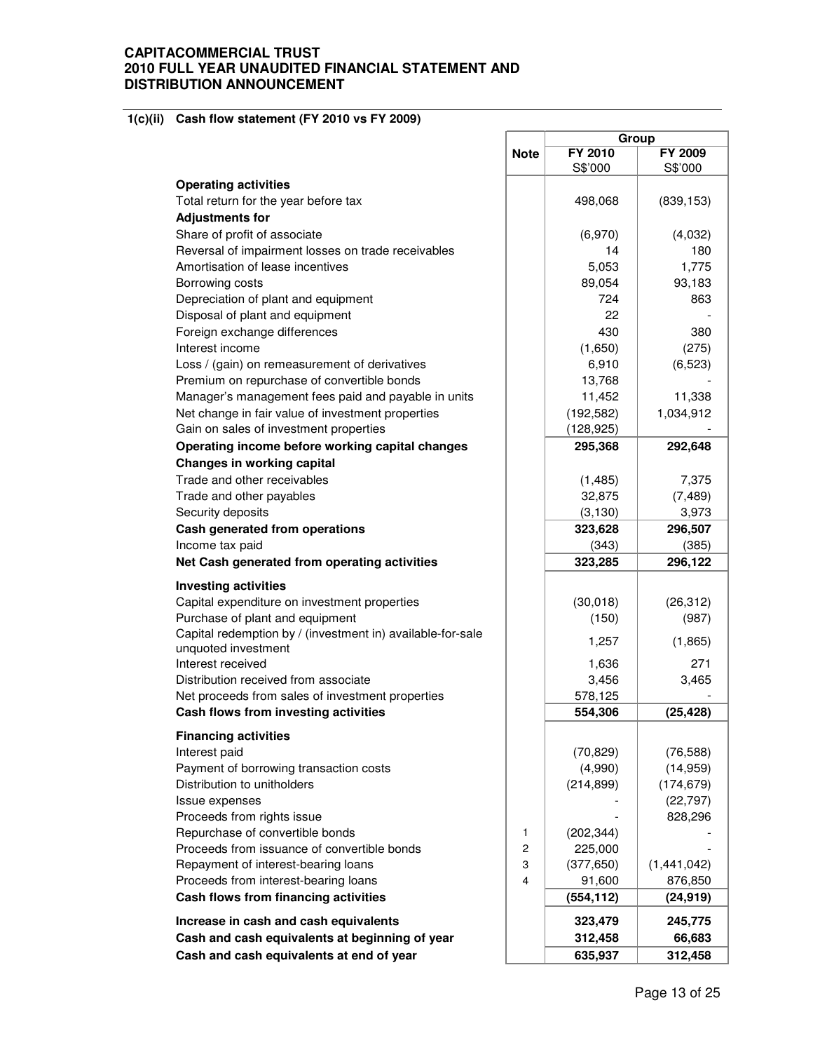**CAPITACOMMERCIAL TRUST**
**2010 FULL YEAR UNAUDITED FINANCIAL STATEMENT AND DISTRIBUTION ANNOUNCEMENT**

## 1(c)(ii) Cash flow statement (FY 2010 vs FY 2009)

| | Note | Group | |
|---|---|---|---|
| | | **FY 2010** S$'000 | **FY 2009** S$'000 |
| **Operating activities** | | | |
| Total return for the year before tax | | 498,068 | (839,153) |
| **Adjustments for** | | | |
| Share of profit of associate | | (6,970) | (4,032) |
| Reversal of impairment losses on trade receivables | | 14 | 180 |
| Amortisation of lease incentives | | 5,053 | 1,775 |
| Borrowing costs | | 89,054 | 93,183 |
| Depreciation of plant and equipment | | 724 | 863 |
| Disposal of plant and equipment | | 22 | - |
| Foreign exchange differences | | 430 | 380 |
| Interest income | | (1,650) | (275) |
| Loss / (gain) on remeasurement of derivatives | | 6,910 | (6,523) |
| Premium on repurchase of convertible bonds | | 13,768 | - |
| Manager's management fees paid and payable in units | | 11,452 | 11,338 |
| Net change in fair value of investment properties | | (192,582) | 1,034,912 |
| Gain on sales of investment properties | | (128,925) | - |
| **Operating income before working capital changes** | | **295,368** | **292,648** |
| **Changes in working capital** | | | |
| Trade and other receivables | | (1,485) | 7,375 |
| Trade and other payables | | 32,875 | (7,489) |
| Security deposits | | (3,130) | 3,973 |
| **Cash generated from operations** | | **323,628** | **296,507** |
| Income tax paid | | (343) | (385) |
| **Net Cash generated from operating activities** | | **323,285** | **296,122** |
| **Investing activities** | | | |
| Capital expenditure on investment properties | | (30,018) | (26,312) |
| Purchase of plant and equipment | | (150) | (987) |
| Capital redemption by / (investment in) available-for-sale unquoted investment | | 1,257 | (1,865) |
| Interest received | | 1,636 | 271 |
| Distribution received from associate | | 3,456 | 3,465 |
| Net proceeds from sales of investment properties | | 578,125 | - |
| **Cash flows from investing activities** | | **554,306** | **(25,428)** |
| **Financing activities** | | | |
| Interest paid | | (70,829) | (76,588) |
| Payment of borrowing transaction costs | | (4,990) | (14,959) |
| Distribution to unitholders | | (214,899) | (174,679) |
| Issue expenses | | - | (22,797) |
| Proceeds from rights issue | | - | 828,296 |
| Repurchase of convertible bonds | 1 | (202,344) | - |
| Proceeds from issuance of convertible bonds | 2 | 225,000 | - |
| Repayment of interest-bearing loans | 3 | (377,650) | (1,441,042) |
| Proceeds from interest-bearing loans | 4 | 91,600 | 876,850 |
| **Cash flows from financing activities** | | **(554,112)** | **(24,919)** |
| **Increase in cash and cash equivalents** | | **323,479** | **245,775** |
| **Cash and cash equivalents at beginning of year** | | **312,458** | **66,683** |
| **Cash and cash equivalents at end of year** | | **635,937** | **312,458** |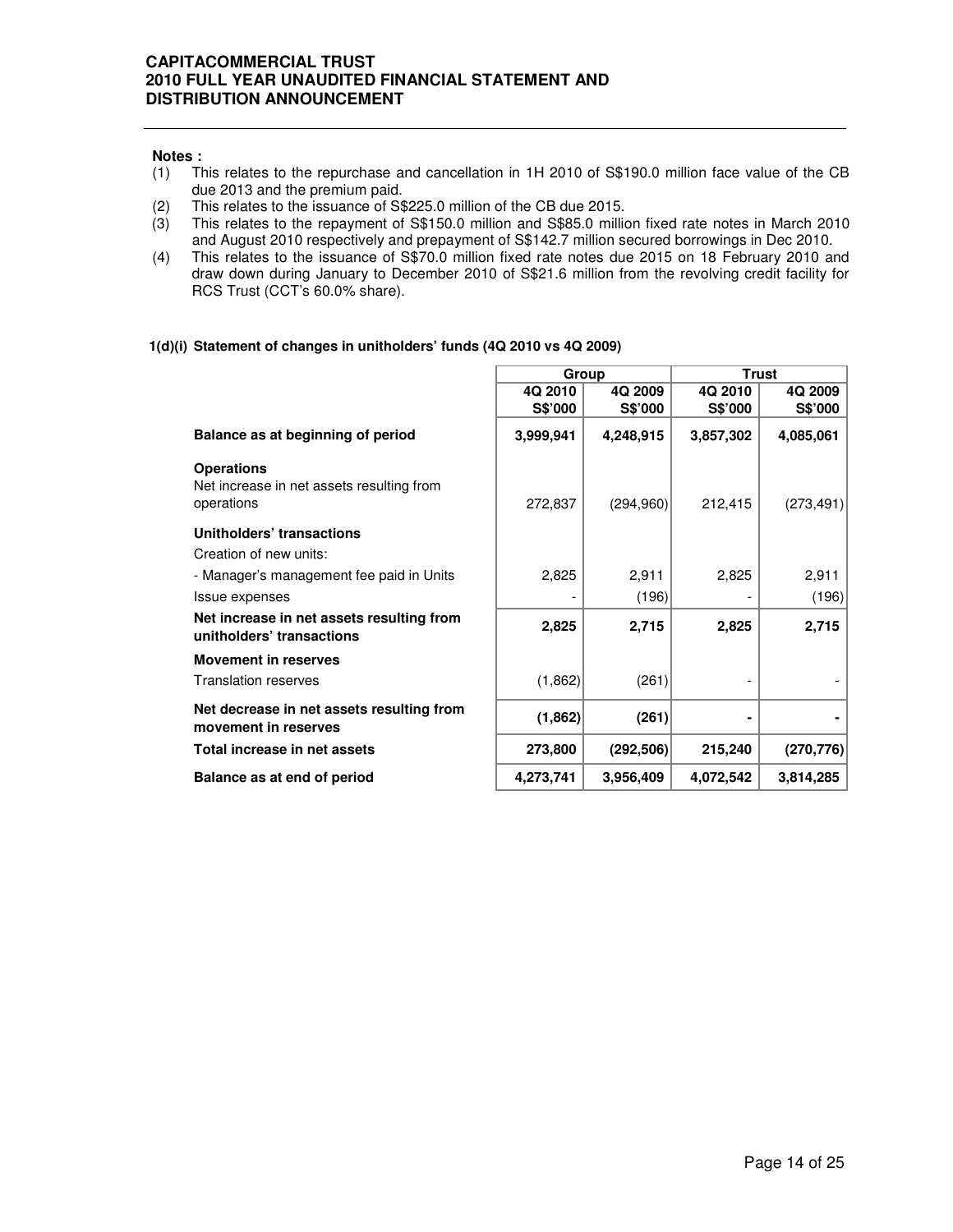**Notes :**

1. This relates to the repurchase and cancellation in 1H 2010 of S$190.0 million face value of the CB due 2013 and the premium paid.
2. This relates to the issuance of S$225.0 million of the CB due 2015.
3. This relates to the repayment of S$150.0 million and S$85.0 million fixed rate notes in March 2010 and August 2010 respectively and prepayment of S$142.7 million secured borrowings in Dec 2010.
4. This relates to the issuance of S$70.0 million fixed rate notes due 2015 on 18 February 2010 and draw down during January to December 2010 of S$21.6 million from the revolving credit facility for RCS Trust (CCT's 60.0% share).

### 1(d)(i) Statement of changes in unitholders' funds (4Q 2010 vs 4Q 2009)

| | Group | | Trust | |
|---|---|---|---|---|
| | 4Q 2010<br>S$'000 | 4Q 2009<br>S$'000 | 4Q 2010<br>S$'000 | 4Q 2009<br>S$'000 |
| **Balance as at beginning of period** | **3,999,941** | **4,248,915** | **3,857,302** | **4,085,061** |
| **Operations** | | | | |
| Net increase in net assets resulting from operations | 272,837 | (294,960) | 212,415 | (273,491) |
| **Unitholders' transactions** | | | | |
| Creation of new units: | | | | |
| - Manager's management fee paid in Units | 2,825 | 2,911 | 2,825 | 2,911 |
| Issue expenses | - | (196) | - | (196) |
| **Net increase in net assets resulting from unitholders' transactions** | **2,825** | **2,715** | **2,825** | **2,715** |
| **Movement in reserves** | | | | |
| Translation reserves | (1,862) | (261) | - | - |
| **Net decrease in net assets resulting from movement in reserves** | **(1,862)** | **(261)** | **-** | **-** |
| **Total increase in net assets** | **273,800** | **(292,506)** | **215,240** | **(270,776)** |
| **Balance as at end of period** | **4,273,741** | **3,956,409** | **4,072,542** | **3,814,285** |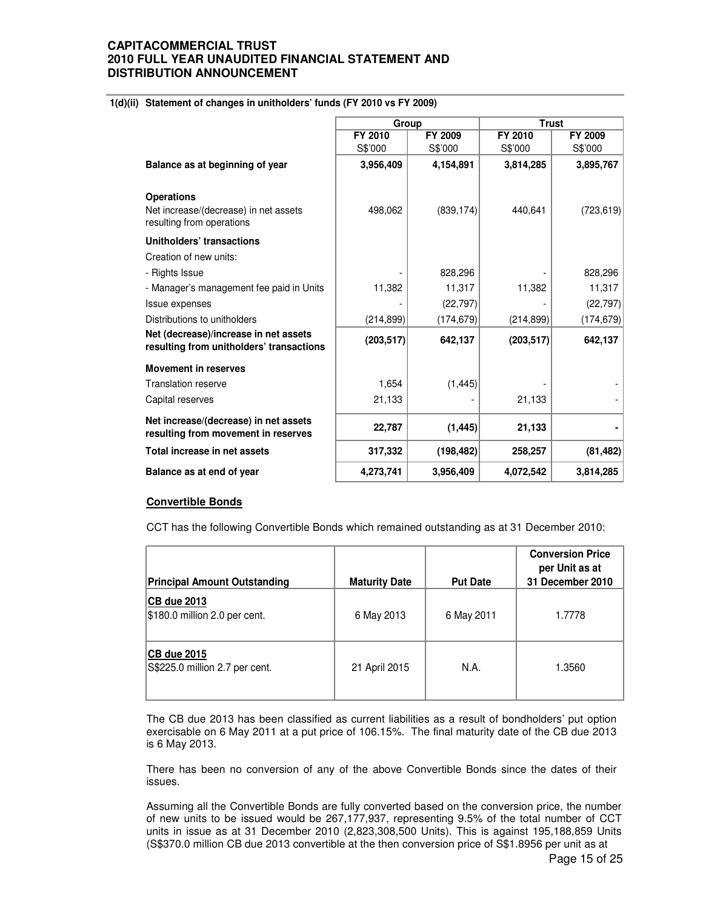**CAPITACOMMERCIAL TRUST**
**2010 FULL YEAR UNAUDITED FINANCIAL STATEMENT AND DISTRIBUTION ANNOUNCEMENT**

**1(d)(ii) Statement of changes in unitholders' funds (FY 2010 vs FY 2009)**

| | Group | | Trust | |
|---|---|---|---|---|
| | FY 2010 | FY 2009 | FY 2010 | FY 2009 |
| | S$'000 | S$'000 | S$'000 | S$'000 |
| **Balance as at beginning of year** | **3,956,409** | **4,154,891** | **3,814,285** | **3,895,767** |
| **Operations** | | | | |
| Net increase/(decrease) in net assets resulting from operations | 498,062 | (839,174) | 440,641 | (723,619) |
| **Unitholders' transactions** | | | | |
| Creation of new units: | | | | |
| - Rights Issue | - | 828,296 | - | 828,296 |
| - Manager's management fee paid in Units | 11,382 | 11,317 | 11,382 | 11,317 |
| Issue expenses | - | (22,797) | - | (22,797) |
| Distributions to unitholders | (214,899) | (174,679) | (214,899) | (174,679) |
| **Net (decrease)/increase in net assets resulting from unitholders' transactions** | **(203,517)** | **642,137** | **(203,517)** | **642,137** |
| **Movement in reserves** | | | | |
| Translation reserve | 1,654 | (1,445) | - | - |
| Capital reserves | 21,133 | - | 21,133 | - |
| **Net increase/(decrease) in net assets resulting from movement in reserves** | **22,787** | **(1,445)** | **21,133** | **-** |
| **Total increase in net assets** | **317,332** | **(198,482)** | **258,257** | **(81,482)** |
| **Balance as at end of year** | **4,273,741** | **3,956,409** | **4,072,542** | **3,814,285** |

**Convertible Bonds**

CCT has the following Convertible Bonds which remained outstanding as at 31 December 2010:

| Principal Amount Outstanding | Maturity Date | Put Date | Conversion Price per Unit as at 31 December 2010 |
|---|---|---|---|
| **CB due 2013**<br>$180.0 million 2.0 per cent. | 6 May 2013 | 6 May 2011 | 1.7778 |
| **CB due 2015**<br>S$225.0 million 2.7 per cent. | 21 April 2015 | N.A. | 1.3560 |

The CB due 2013 has been classified as current liabilities as a result of bondholders' put option exercisable on 6 May 2011 at a put price of 106.15%. The final maturity date of the CB due 2013 is 6 May 2013.

There has been no conversion of any of the above Convertible Bonds since the dates of their issues.

Assuming all the Convertible Bonds are fully converted based on the conversion price, the number of new units to be issued would be 267,177,937, representing 9.5% of the total number of CCT units in issue as at 31 December 2010 (2,823,308,500 Units). This is against 195,188,859 Units (S$370.0 million CB due 2013 convertible at the then conversion price of S$1.8956 per unit as at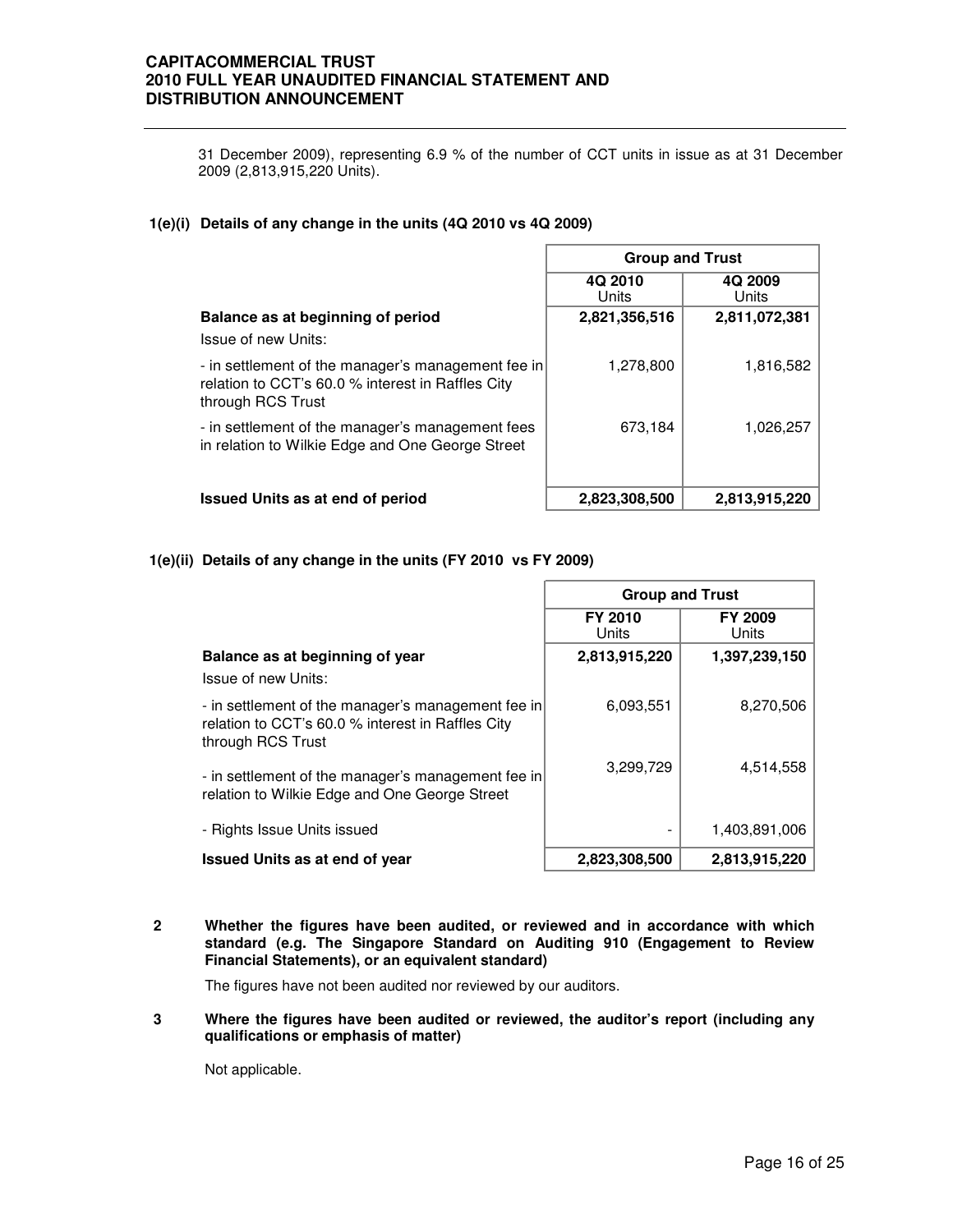31 December 2009), representing 6.9 % of the number of CCT units in issue as at 31 December 2009 (2,813,915,220 Units).

### 1(e)(i) Details of any change in the units (4Q 2010 vs 4Q 2009)

| | Group and Trust | |
|---|---|---|
| | 4Q 2010 Units | 4Q 2009 Units |
| **Balance as at beginning of period** | **2,821,356,516** | **2,811,072,381** |
| Issue of new Units: | | |
| - in settlement of the manager's management fee in relation to CCT's 60.0 % interest in Raffles City through RCS Trust | 1,278,800 | 1,816,582 |
| - in settlement of the manager's management fees in relation to Wilkie Edge and One George Street | 673,184 | 1,026,257 |
| **Issued Units as at end of period** | **2,823,308,500** | **2,813,915,220** |

### 1(e)(ii) Details of any change in the units (FY 2010 vs FY 2009)

| | Group and Trust | |
|---|---|---|
| | FY 2010 Units | FY 2009 Units |
| **Balance as at beginning of year** | **2,813,915,220** | **1,397,239,150** |
| Issue of new Units: | | |
| - in settlement of the manager's management fee in relation to CCT's 60.0 % interest in Raffles City through RCS Trust | 6,093,551 | 8,270,506 |
| - in settlement of the manager's management fee in relation to Wilkie Edge and One George Street | 3,299,729 | 4,514,558 |
| - Rights Issue Units issued | - | 1,403,891,006 |
| **Issued Units as at end of year** | **2,823,308,500** | **2,813,915,220** |

**2 Whether the figures have been audited, or reviewed and in accordance with which standard (e.g. The Singapore Standard on Auditing 910 (Engagement to Review Financial Statements), or an equivalent standard)**

The figures have not been audited nor reviewed by our auditors.

**3 Where the figures have been audited or reviewed, the auditor's report (including any qualifications or emphasis of matter)**

Not applicable.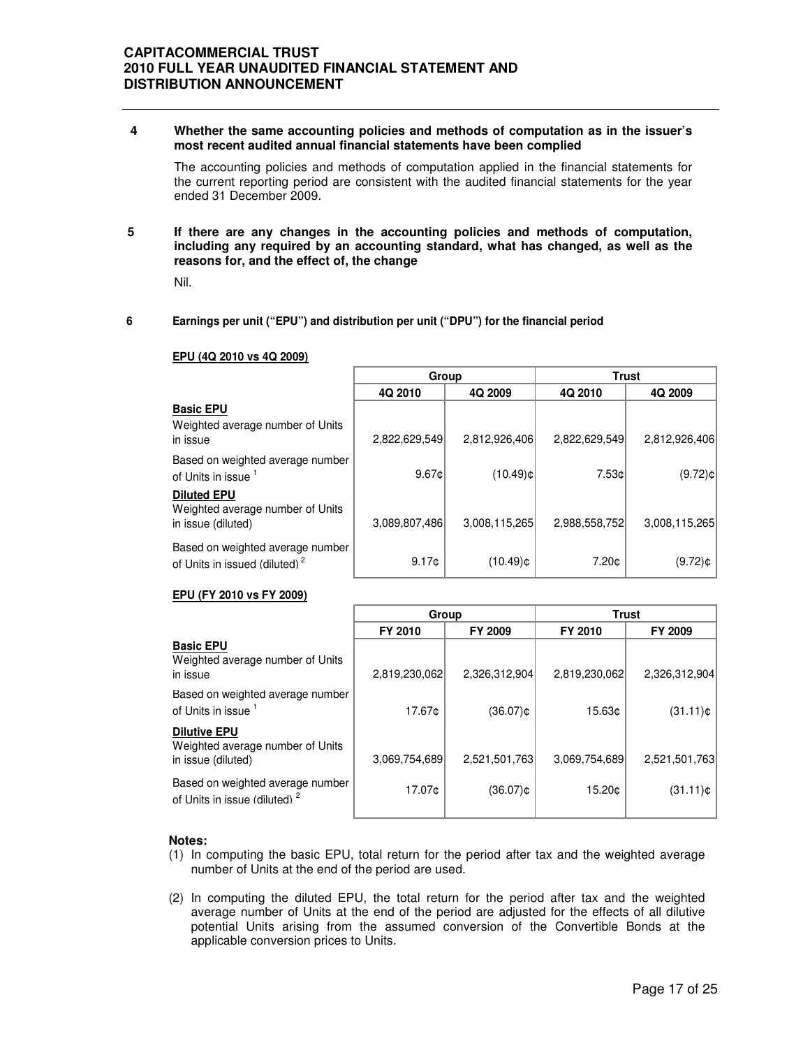**4 Whether the same accounting policies and methods of computation as in the issuer's most recent audited annual financial statements have been complied**

The accounting policies and methods of computation applied in the financial statements for the current reporting period are consistent with the audited financial statements for the year ended 31 December 2009.

**5 If there are any changes in the accounting policies and methods of computation, including any required by an accounting standard, what has changed, as well as the reasons for, and the effect of, the change**

Nil.

**6 Earnings per unit ("EPU") and distribution per unit ("DPU") for the financial period**

**EPU (4Q 2010 vs 4Q 2009)**

| | Group | | Trust | |
|---|---|---|---|---|
| | 4Q 2010 | 4Q 2009 | 4Q 2010 | 4Q 2009 |
| **Basic EPU** | | | | |
| Weighted average number of Units in issue | 2,822,629,549 | 2,812,926,406 | 2,822,629,549 | 2,812,926,406 |
| Based on weighted average number of Units in issue [1] | 9.67¢ | (10.49)¢ | 7.53¢ | (9.72)¢ |
| **Diluted EPU** | | | | |
| Weighted average number of Units in issue (diluted) | 3,089,807,486 | 3,008,115,265 | 2,988,558,752 | 3,008,115,265 |
| Based on weighted average number of Units in issued (diluted) [2] | 9.17¢ | (10.49)¢ | 7.20¢ | (9.72)¢ |

**EPU (FY 2010 vs FY 2009)**

| | Group | | Trust | |
|---|---|---|---|---|
| | FY 2010 | FY 2009 | FY 2010 | FY 2009 |
| **Basic EPU** | | | | |
| Weighted average number of Units in issue | 2,819,230,062 | 2,326,312,904 | 2,819,230,062 | 2,326,312,904 |
| Based on weighted average number of Units in issue [1] | 17.67¢ | (36.07)¢ | 15.63¢ | (31.11)¢ |
| **Dilutive EPU** | | | | |
| Weighted average number of Units in issue (diluted) | 3,069,754,689 | 2,521,501,763 | 3,069,754,689 | 2,521,501,763 |
| Based on weighted average number of Units in issue (diluted) [2] | 17.07¢ | (36.07)¢ | 15.20¢ | (31.11)¢ |

**Notes:**

(1) In computing the basic EPU, total return for the period after tax and the weighted average number of Units at the end of the period are used.

(2) In computing the diluted EPU, the total return for the period after tax and the weighted average number of Units at the end of the period are adjusted for the effects of all dilutive potential Units arising from the assumed conversion of the Convertible Bonds at the applicable conversion prices to Units.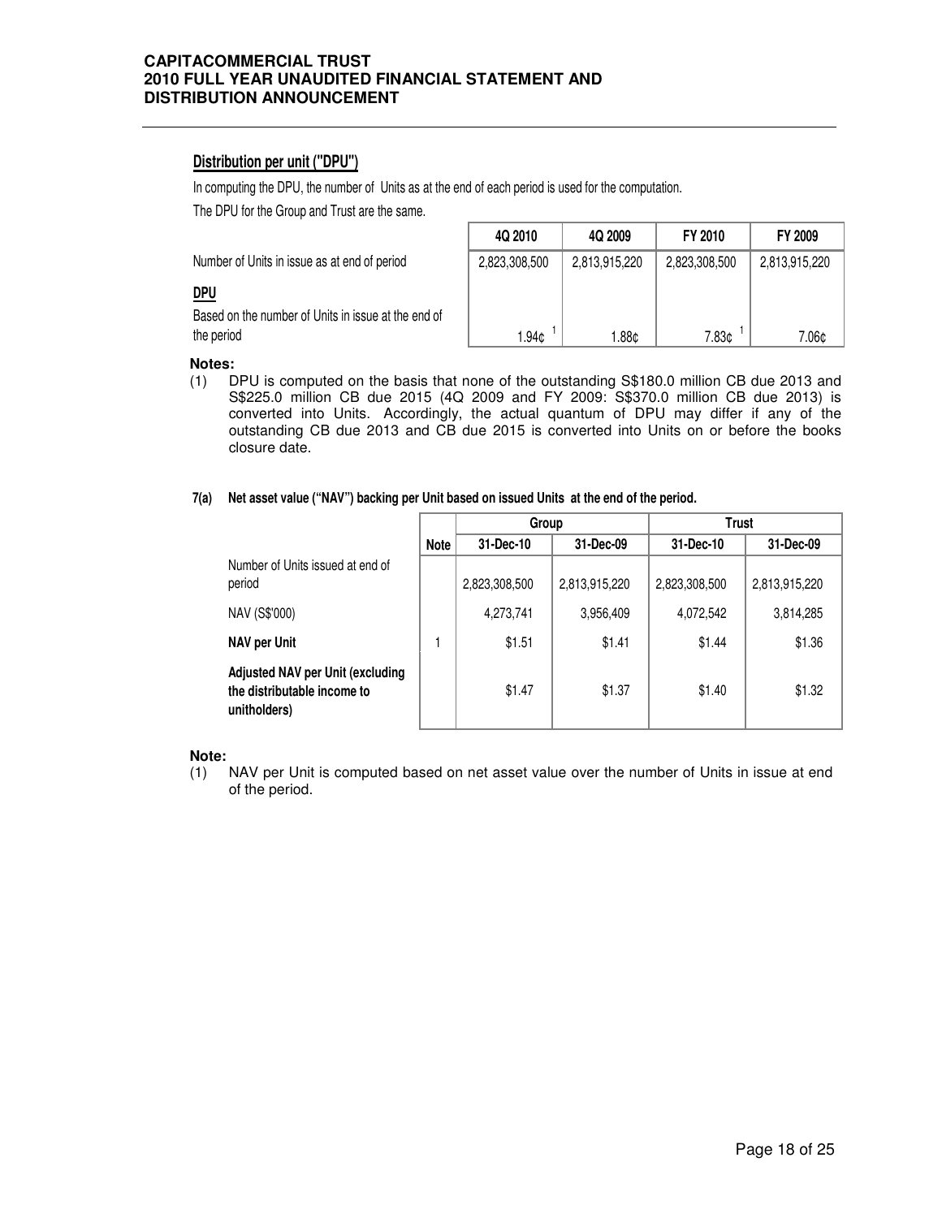## Distribution per unit ("DPU")

In computing the DPU, the number of Units as at the end of each period is used for the computation.

The DPU for the Group and Trust are the same.

| | 4Q 2010 | 4Q 2009 | FY 2010 | FY 2009 |
|---|---|---|---|---|
| Number of Units in issue as at end of period | 2,823,308,500 | 2,813,915,220 | 2,823,308,500 | 2,813,915,220 |
| **DPU** | | | | |
| Based on the number of Units in issue at the end of the period | 1.94¢ [1] | 1.88¢ | 7.83¢ [1] | 7.06¢ |

**Notes:**

(1) DPU is computed on the basis that none of the outstanding S$180.0 million CB due 2013 and S$225.0 million CB due 2015 (4Q 2009 and FY 2009: S$370.0 million CB due 2013) is converted into Units. Accordingly, the actual quantum of DPU may differ if any of the outstanding CB due 2013 and CB due 2015 is converted into Units on or before the books closure date.

**7(a) Net asset value ("NAV") backing per Unit based on issued Units at the end of the period.**

| | | Group | | Trust | |
|---|---|---|---|---|---|
| | Note | 31-Dec-10 | 31-Dec-09 | 31-Dec-10 | 31-Dec-09 |
| Number of Units issued at end of period | | 2,823,308,500 | 2,813,915,220 | 2,823,308,500 | 2,813,915,220 |
| NAV (S$'000) | | 4,273,741 | 3,956,409 | 4,072,542 | 3,814,285 |
| **NAV per Unit** | 1 | $1.51 | $1.41 | $1.44 | $1.36 |
| **Adjusted NAV per Unit (excluding the distributable income to unitholders)** | | $1.47 | $1.37 | $1.40 | $1.32 |

**Note:**

(1) NAV per Unit is computed based on net asset value over the number of Units in issue at end of the period.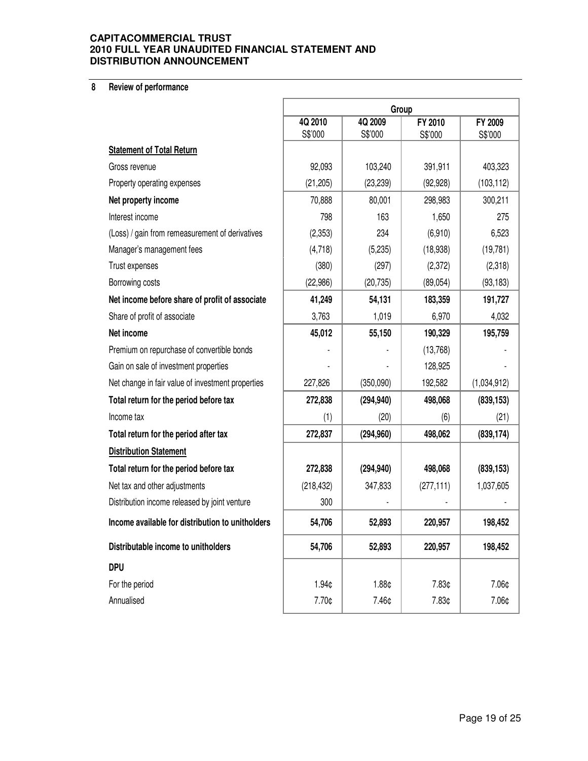## 8 Review of performance

| | Group | | | |
|---|---|---|---|---|
| | 4Q 2010<br>S$'000 | 4Q 2009<br>S$'000 | FY 2010<br>S$'000 | FY 2009<br>S$'000 |
| **Statement of Total Return** | | | | |
| Gross revenue | 92,093 | 103,240 | 391,911 | 403,323 |
| Property operating expenses | (21,205) | (23,239) | (92,928) | (103,112) |
| **Net property income** | 70,888 | 80,001 | 298,983 | 300,211 |
| Interest income | 798 | 163 | 1,650 | 275 |
| (Loss) / gain from remeasurement of derivatives | (2,353) | 234 | (6,910) | 6,523 |
| Manager's management fees | (4,718) | (5,235) | (18,938) | (19,781) |
| Trust expenses | (380) | (297) | (2,372) | (2,318) |
| Borrowing costs | (22,986) | (20,735) | (89,054) | (93,183) |
| **Net income before share of profit of associate** | **41,249** | **54,131** | **183,359** | **191,727** |
| Share of profit of associate | 3,763 | 1,019 | 6,970 | 4,032 |
| **Net income** | **45,012** | **55,150** | **190,329** | **195,759** |
| Premium on repurchase of convertible bonds | - | - | (13,768) | - |
| Gain on sale of investment properties | - | - | 128,925 | - |
| Net change in fair value of investment properties | 227,826 | (350,090) | 192,582 | (1,034,912) |
| **Total return for the period before tax** | **272,838** | **(294,940)** | **498,068** | **(839,153)** |
| Income tax | (1) | (20) | (6) | (21) |
| **Total return for the period after tax** | **272,837** | **(294,960)** | **498,062** | **(839,174)** |
| **Distribution Statement** | | | | |
| **Total return for the period before tax** | **272,838** | **(294,940)** | **498,068** | **(839,153)** |
| Net tax and other adjustments | (218,432) | 347,833 | (277,111) | 1,037,605 |
| Distribution income released by joint venture | 300 | - | - | - |
| **Income available for distribution to unitholders** | **54,706** | **52,893** | **220,957** | **198,452** |
| **Distributable income to unitholders** | **54,706** | **52,893** | **220,957** | **198,452** |
| **DPU** | | | | |
| For the period | 1.94¢ | 1.88¢ | 7.83¢ | 7.06¢ |
| Annualised | 7.70¢ | 7.46¢ | 7.83¢ | 7.06¢ |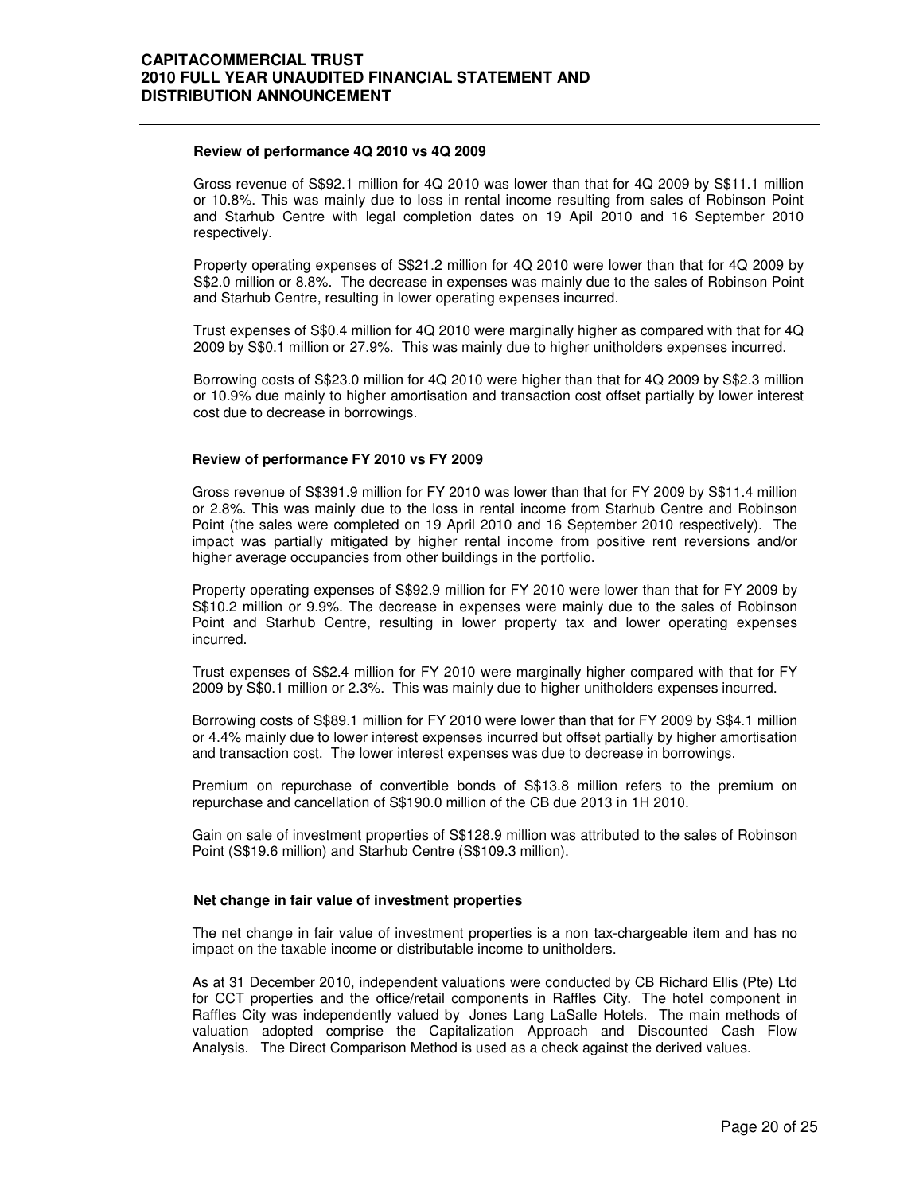**Review of performance 4Q 2010 vs 4Q 2009**

Gross revenue of S$92.1 million for 4Q 2010 was lower than that for 4Q 2009 by S$11.1 million or 10.8%. This was mainly due to loss in rental income resulting from sales of Robinson Point and Starhub Centre with legal completion dates on 19 Apil 2010 and 16 September 2010 respectively.

Property operating expenses of S$21.2 million for 4Q 2010 were lower than that for 4Q 2009 by S$2.0 million or 8.8%. The decrease in expenses was mainly due to the sales of Robinson Point and Starhub Centre, resulting in lower operating expenses incurred.

Trust expenses of S$0.4 million for 4Q 2010 were marginally higher as compared with that for 4Q 2009 by S$0.1 million or 27.9%. This was mainly due to higher unitholders expenses incurred.

Borrowing costs of S$23.0 million for 4Q 2010 were higher than that for 4Q 2009 by S$2.3 million or 10.9% due mainly to higher amortisation and transaction cost offset partially by lower interest cost due to decrease in borrowings.

**Review of performance FY 2010 vs FY 2009**

Gross revenue of S$391.9 million for FY 2010 was lower than that for FY 2009 by S$11.4 million or 2.8%. This was mainly due to the loss in rental income from Starhub Centre and Robinson Point (the sales were completed on 19 April 2010 and 16 September 2010 respectively). The impact was partially mitigated by higher rental income from positive rent reversions and/or higher average occupancies from other buildings in the portfolio.

Property operating expenses of S$92.9 million for FY 2010 were lower than that for FY 2009 by S$10.2 million or 9.9%. The decrease in expenses were mainly due to the sales of Robinson Point and Starhub Centre, resulting in lower property tax and lower operating expenses incurred.

Trust expenses of S$2.4 million for FY 2010 were marginally higher compared with that for FY 2009 by S$0.1 million or 2.3%. This was mainly due to higher unitholders expenses incurred.

Borrowing costs of S$89.1 million for FY 2010 were lower than that for FY 2009 by S$4.1 million or 4.4% mainly due to lower interest expenses incurred but offset partially by higher amortisation and transaction cost. The lower interest expenses was due to decrease in borrowings.

Premium on repurchase of convertible bonds of S$13.8 million refers to the premium on repurchase and cancellation of S$190.0 million of the CB due 2013 in 1H 2010.

Gain on sale of investment properties of S$128.9 million was attributed to the sales of Robinson Point (S$19.6 million) and Starhub Centre (S$109.3 million).

**Net change in fair value of investment properties**

The net change in fair value of investment properties is a non tax-chargeable item and has no impact on the taxable income or distributable income to unitholders.

As at 31 December 2010, independent valuations were conducted by CB Richard Ellis (Pte) Ltd for CCT properties and the office/retail components in Raffles City. The hotel component in Raffles City was independently valued by Jones Lang LaSalle Hotels. The main methods of valuation adopted comprise the Capitalization Approach and Discounted Cash Flow Analysis. The Direct Comparison Method is used as a check against the derived values.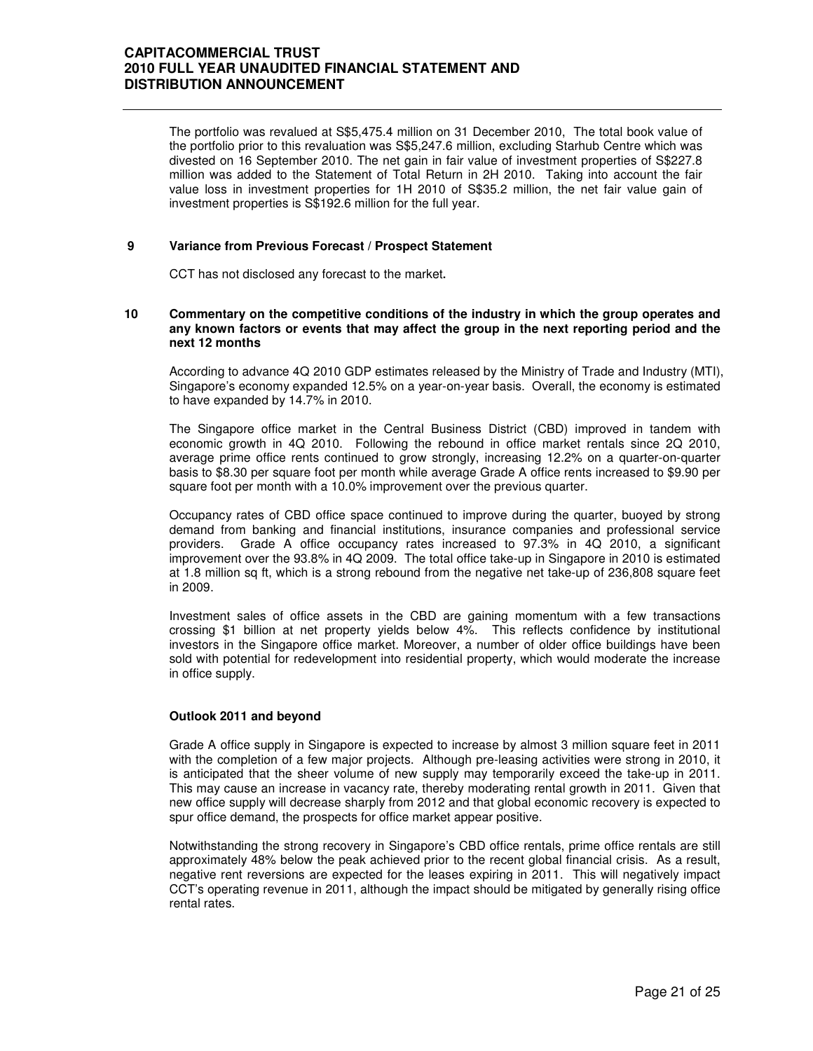The portfolio was revalued at S$5,475.4 million on 31 December 2010, The total book value of the portfolio prior to this revaluation was S$5,247.6 million, excluding Starhub Centre which was divested on 16 September 2010. The net gain in fair value of investment properties of S$227.8 million was added to the Statement of Total Return in 2H 2010. Taking into account the fair value loss in investment properties for 1H 2010 of S$35.2 million, the net fair value gain of investment properties is S$192.6 million for the full year.

## 9 Variance from Previous Forecast / Prospect Statement

CCT has not disclosed any forecast to the market**.**

## 10 Commentary on the competitive conditions of the industry in which the group operates and any known factors or events that may affect the group in the next reporting period and the next 12 months

According to advance 4Q 2010 GDP estimates released by the Ministry of Trade and Industry (MTI), Singapore's economy expanded 12.5% on a year-on-year basis. Overall, the economy is estimated to have expanded by 14.7% in 2010.

The Singapore office market in the Central Business District (CBD) improved in tandem with economic growth in 4Q 2010. Following the rebound in office market rentals since 2Q 2010, average prime office rents continued to grow strongly, increasing 12.2% on a quarter-on-quarter basis to $8.30 per square foot per month while average Grade A office rents increased to $9.90 per square foot per month with a 10.0% improvement over the previous quarter.

Occupancy rates of CBD office space continued to improve during the quarter, buoyed by strong demand from banking and financial institutions, insurance companies and professional service providers. Grade A office occupancy rates increased to 97.3% in 4Q 2010, a significant improvement over the 93.8% in 4Q 2009. The total office take-up in Singapore in 2010 is estimated at 1.8 million sq ft, which is a strong rebound from the negative net take-up of 236,808 square feet in 2009.

Investment sales of office assets in the CBD are gaining momentum with a few transactions crossing $1 billion at net property yields below 4%. This reflects confidence by institutional investors in the Singapore office market. Moreover, a number of older office buildings have been sold with potential for redevelopment into residential property, which would moderate the increase in office supply.

### Outlook 2011 and beyond

Grade A office supply in Singapore is expected to increase by almost 3 million square feet in 2011 with the completion of a few major projects. Although pre-leasing activities were strong in 2010, it is anticipated that the sheer volume of new supply may temporarily exceed the take-up in 2011. This may cause an increase in vacancy rate, thereby moderating rental growth in 2011. Given that new office supply will decrease sharply from 2012 and that global economic recovery is expected to spur office demand, the prospects for office market appear positive.

Notwithstanding the strong recovery in Singapore's CBD office rentals, prime office rentals are still approximately 48% below the peak achieved prior to the recent global financial crisis. As a result, negative rent reversions are expected for the leases expiring in 2011. This will negatively impact CCT's operating revenue in 2011, although the impact should be mitigated by generally rising office rental rates.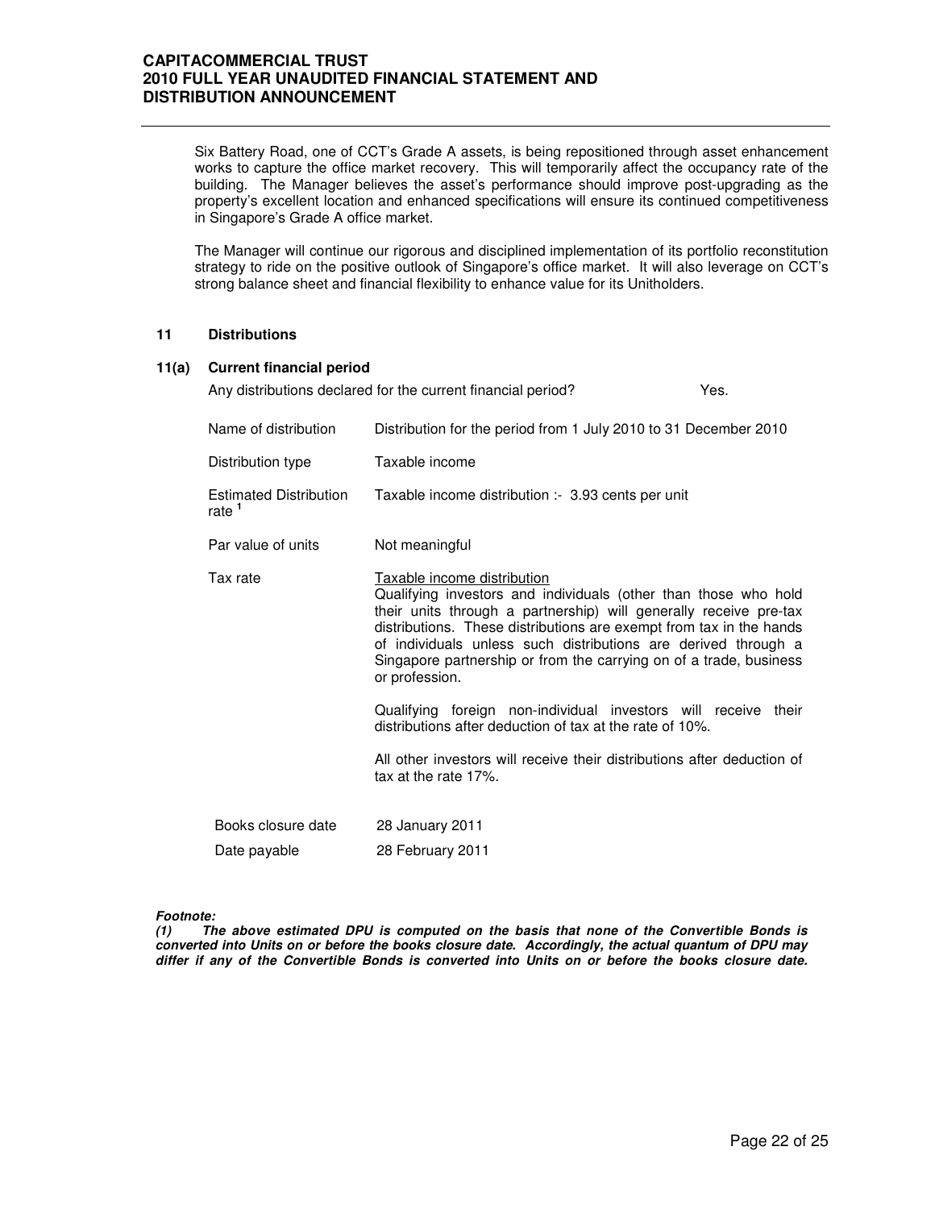Six Battery Road, one of CCT's Grade A assets, is being repositioned through asset enhancement works to capture the office market recovery. This will temporarily affect the occupancy rate of the building. The Manager believes the asset's performance should improve post-upgrading as the property's excellent location and enhanced specifications will ensure its continued competitiveness in Singapore's Grade A office market.

The Manager will continue our rigorous and disciplined implementation of its portfolio reconstitution strategy to ride on the positive outlook of Singapore's office market. It will also leverage on CCT's strong balance sheet and financial flexibility to enhance value for its Unitholders.

## 11 Distributions

### 11(a) Current financial period

Any distributions declared for the current financial period? Yes.

| | |
|---|---|
| Name of distribution | Distribution for the period from 1 July 2010 to 31 December 2010 |
| Distribution type | Taxable income |
| Estimated Distribution rate [1] | Taxable income distribution :- 3.93 cents per unit |
| Par value of units | Not meaningful |
| Tax rate | <u>Taxable income distribution</u><br>Qualifying investors and individuals (other than those who hold their units through a partnership) will generally receive pre-tax distributions. These distributions are exempt from tax in the hands of individuals unless such distributions are derived through a Singapore partnership or from the carrying on of a trade, business or profession.<br><br>Qualifying foreign non-individual investors will receive their distributions after deduction of tax at the rate of 10%.<br><br>All other investors will receive their distributions after deduction of tax at the rate 17%. |
| Books closure date | 28 January 2011 |
| Date payable | 28 February 2011 |

***Footnote:***

***(1) The above estimated DPU is computed on the basis that none of the Convertible Bonds is converted into Units on or before the books closure date. Accordingly, the actual quantum of DPU may differ if any of the Convertible Bonds is converted into Units on or before the books closure date.***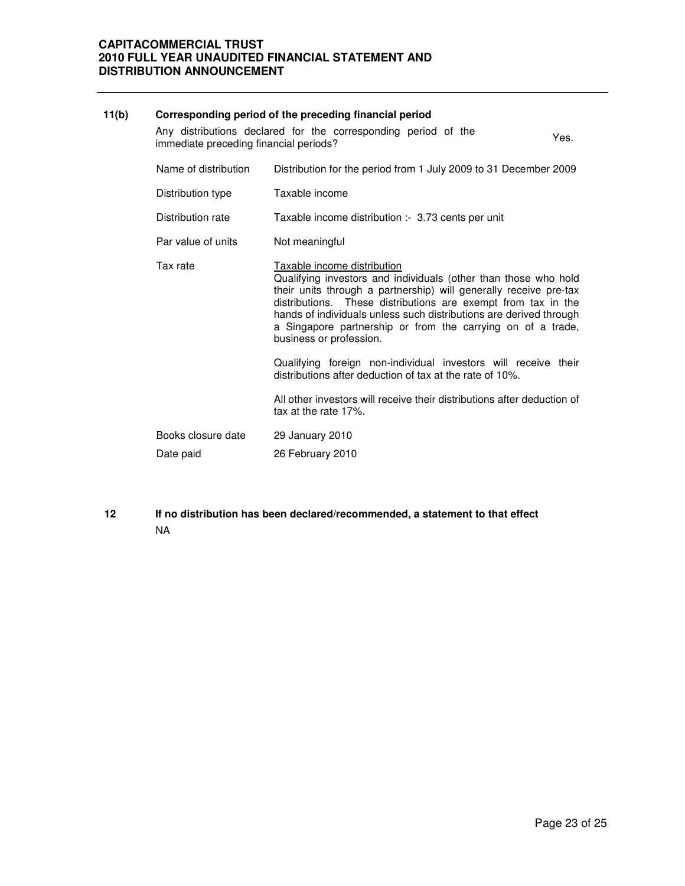### 11(b) Corresponding period of the preceding financial period

Any distributions declared for the corresponding period of the immediate preceding financial periods? Yes.

| | |
|---|---|
| Name of distribution | Distribution for the period from 1 July 2009 to 31 December 2009 |
| Distribution type | Taxable income |
| Distribution rate | Taxable income distribution :- 3.73 cents per unit |
| Par value of units | Not meaningful |
| Tax rate | <u>Taxable income distribution</u><br>Qualifying investors and individuals (other than those who hold their units through a partnership) will generally receive pre-tax distributions. These distributions are exempt from tax in the hands of individuals unless such distributions are derived through a Singapore partnership or from the carrying on of a trade, business or profession.<br><br>Qualifying foreign non-individual investors will receive their distributions after deduction of tax at the rate of 10%.<br><br>All other investors will receive their distributions after deduction of tax at the rate 17%. |
| Books closure date | 29 January 2010 |
| Date paid | 26 February 2010 |

### 12 If no distribution has been declared/recommended, a statement to that effect

NA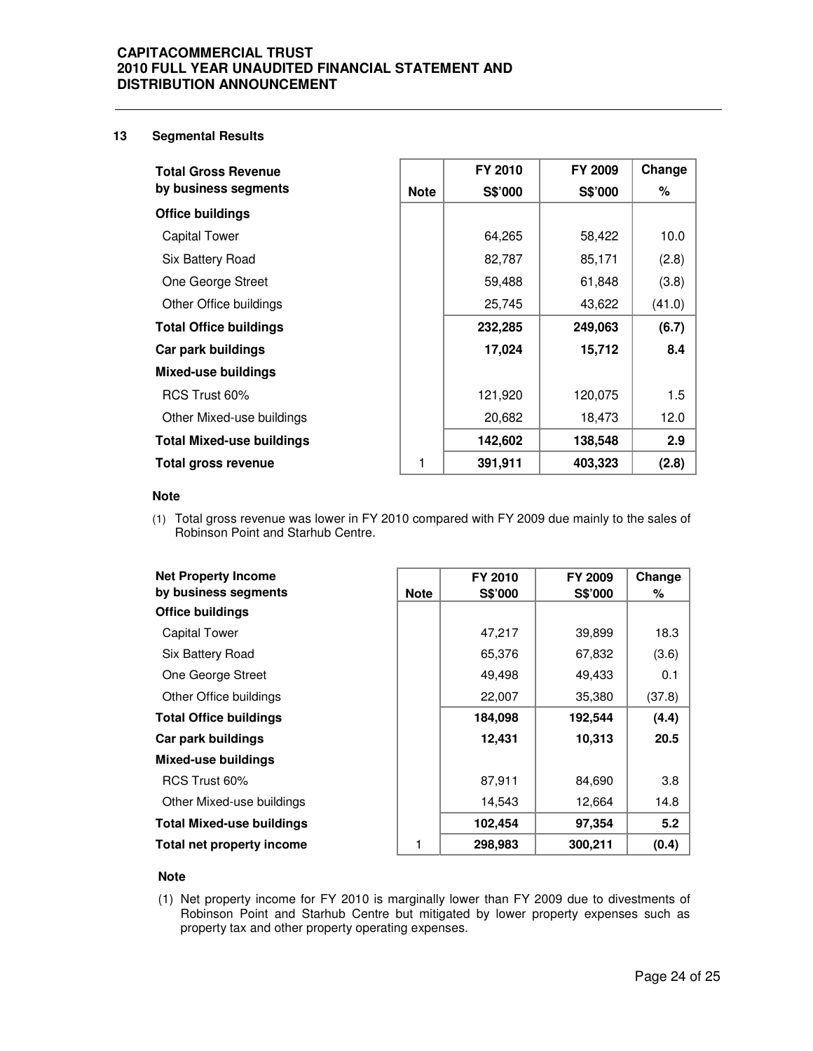## 13 Segmental Results

| Total Gross Revenue by business segments | Note | FY 2010 S$'000 | FY 2009 S$'000 | Change % |
|---|---|---|---|---|
| **Office buildings** | | | | |
| Capital Tower | | 64,265 | 58,422 | 10.0 |
| Six Battery Road | | 82,787 | 85,171 | (2.8) |
| One George Street | | 59,488 | 61,848 | (3.8) |
| Other Office buildings | | 25,745 | 43,622 | (41.0) |
| **Total Office buildings** | | **232,285** | **249,063** | **(6.7)** |
| **Car park buildings** | | **17,024** | **15,712** | **8.4** |
| **Mixed-use buildings** | | | | |
| RCS Trust 60% | | 121,920 | 120,075 | 1.5 |
| Other Mixed-use buildings | | 20,682 | 18,473 | 12.0 |
| **Total Mixed-use buildings** | | **142,602** | **138,548** | **2.9** |
| **Total gross revenue** | 1 | **391,911** | **403,323** | **(2.8)** |

**Note**

(1) Total gross revenue was lower in FY 2010 compared with FY 2009 due mainly to the sales of Robinson Point and Starhub Centre.

| Net Property Income by business segments | Note | FY 2010 S$'000 | FY 2009 S$'000 | Change % |
|---|---|---|---|---|
| **Office buildings** | | | | |
| Capital Tower | | 47,217 | 39,899 | 18.3 |
| Six Battery Road | | 65,376 | 67,832 | (3.6) |
| One George Street | | 49,498 | 49,433 | 0.1 |
| Other Office buildings | | 22,007 | 35,380 | (37.8) |
| **Total Office buildings** | | **184,098** | **192,544** | **(4.4)** |
| **Car park buildings** | | **12,431** | **10,313** | **20.5** |
| **Mixed-use buildings** | | | | |
| RCS Trust 60% | | 87,911 | 84,690 | 3.8 |
| Other Mixed-use buildings | | 14,543 | 12,664 | 14.8 |
| **Total Mixed-use buildings** | | **102,454** | **97,354** | **5.2** |
| **Total net property income** | 1 | **298,983** | **300,211** | **(0.4)** |

**Note**

(1) Net property income for FY 2010 is marginally lower than FY 2009 due to divestments of Robinson Point and Starhub Centre but mitigated by lower property expenses such as property tax and other property operating expenses.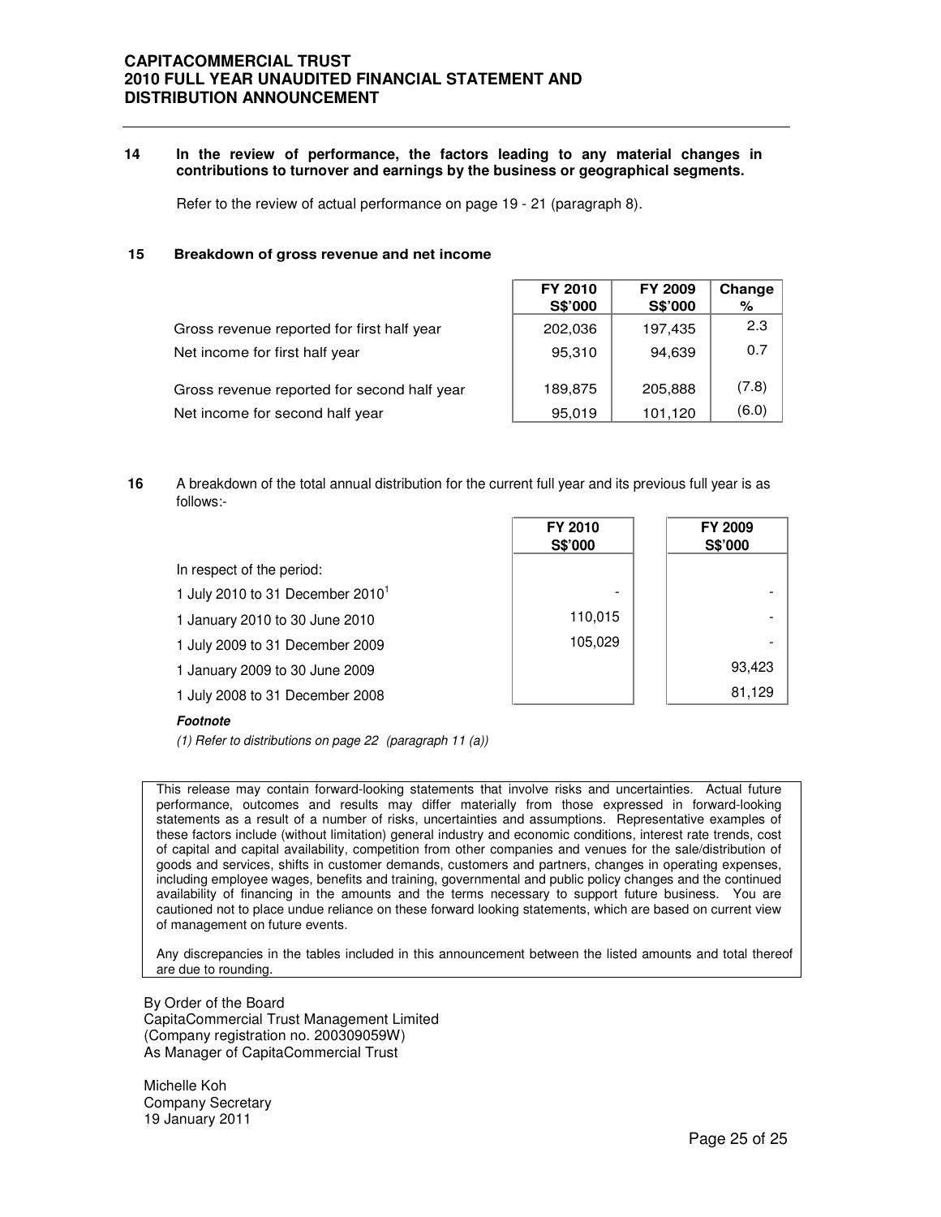**14 In the review of performance, the factors leading to any material changes in contributions to turnover and earnings by the business or geographical segments.**

Refer to the review of actual performance on page 19 - 21 (paragraph 8).

**15 Breakdown of gross revenue and net income**

| | FY 2010 S$'000 | FY 2009 S$'000 | Change % |
|---|---|---|---|
| Gross revenue reported for first half year | 202,036 | 197,435 | 2.3 |
| Net income for first half year | 95,310 | 94,639 | 0.7 |
| Gross revenue reported for second half year | 189,875 | 205,888 | (7.8) |
| Net income for second half year | 95,019 | 101,120 | (6.0) |

**16** A breakdown of the total annual distribution for the current full year and its previous full year is as follows:-

| | FY 2010 S$'000 | FY 2009 S$'000 |
|---|---|---|
| In respect of the period: | | |
| 1 July 2010 to 31 December 2010[1] | - | - |
| 1 January 2010 to 30 June 2010 | 110,015 | - |
| 1 July 2009 to 31 December 2009 | 105,029 | - |
| 1 January 2009 to 30 June 2009 | | 93,423 |
| 1 July 2008 to 31 December 2008 | | 81,129 |

***Footnote***

*(1) Refer to distributions on page 22 (paragraph 11 (a))*

This release may contain forward-looking statements that involve risks and uncertainties. Actual future performance, outcomes and results may differ materially from those expressed in forward-looking statements as a result of a number of risks, uncertainties and assumptions. Representative examples of these factors include (without limitation) general industry and economic conditions, interest rate trends, cost of capital and capital availability, competition from other companies and venues for the sale/distribution of goods and services, shifts in customer demands, customers and partners, changes in operating expenses, including employee wages, benefits and training, governmental and public policy changes and the continued availability of financing in the amounts and the terms necessary to support future business. You are cautioned not to place undue reliance on these forward looking statements, which are based on current view of management on future events.

Any discrepancies in the tables included in this announcement between the listed amounts and total thereof are due to rounding.

By Order of the Board
CapitaCommercial Trust Management Limited
(Company registration no. 200309059W)
As Manager of CapitaCommercial Trust

Michelle Koh
Company Secretary
19 January 2011